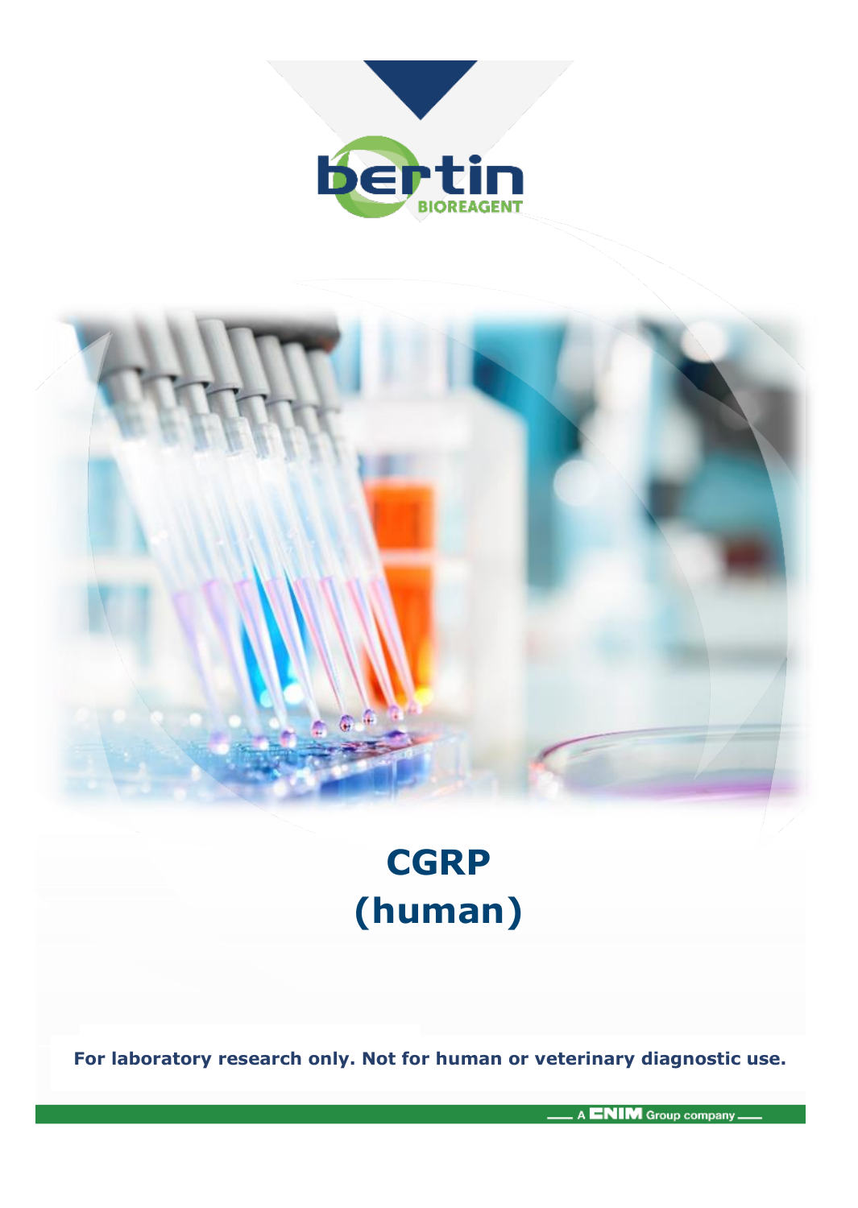# CGRP (human)

**For laboratory research only. Not for human or veterinary diagnostic use.**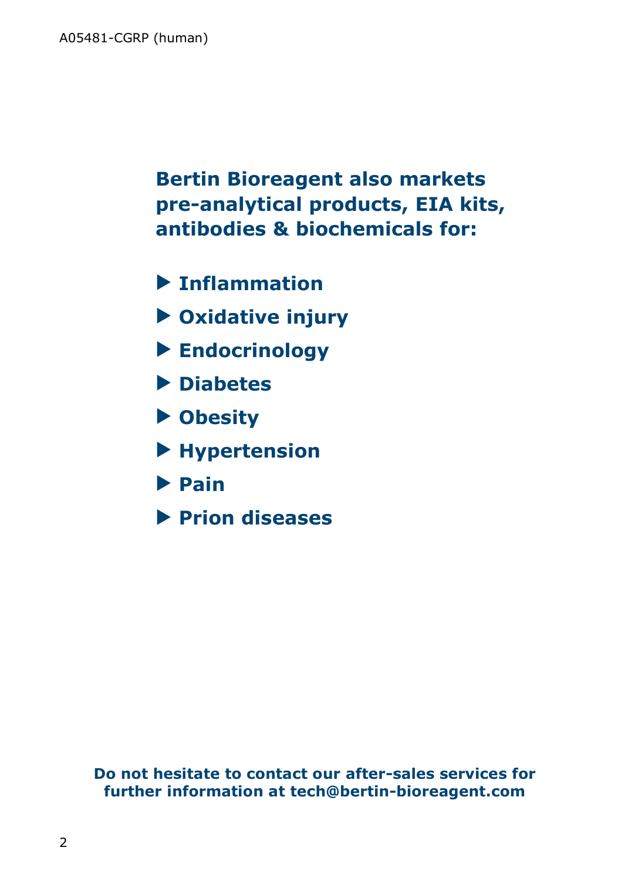**Bertin Bioreagent also markets pre-analytical products, EIA kits, antibodies & biochemicals for:**

- **Inflammation**
- **Oxidative injury**
- **Endocrinology**
- **Diabetes**
- **Obesity**
- **Hypertension**
- **Pain**
- **Prion diseases**

**Do not hesitate to contact our after-sales services for further information at tech@bertin-bioreagent.com**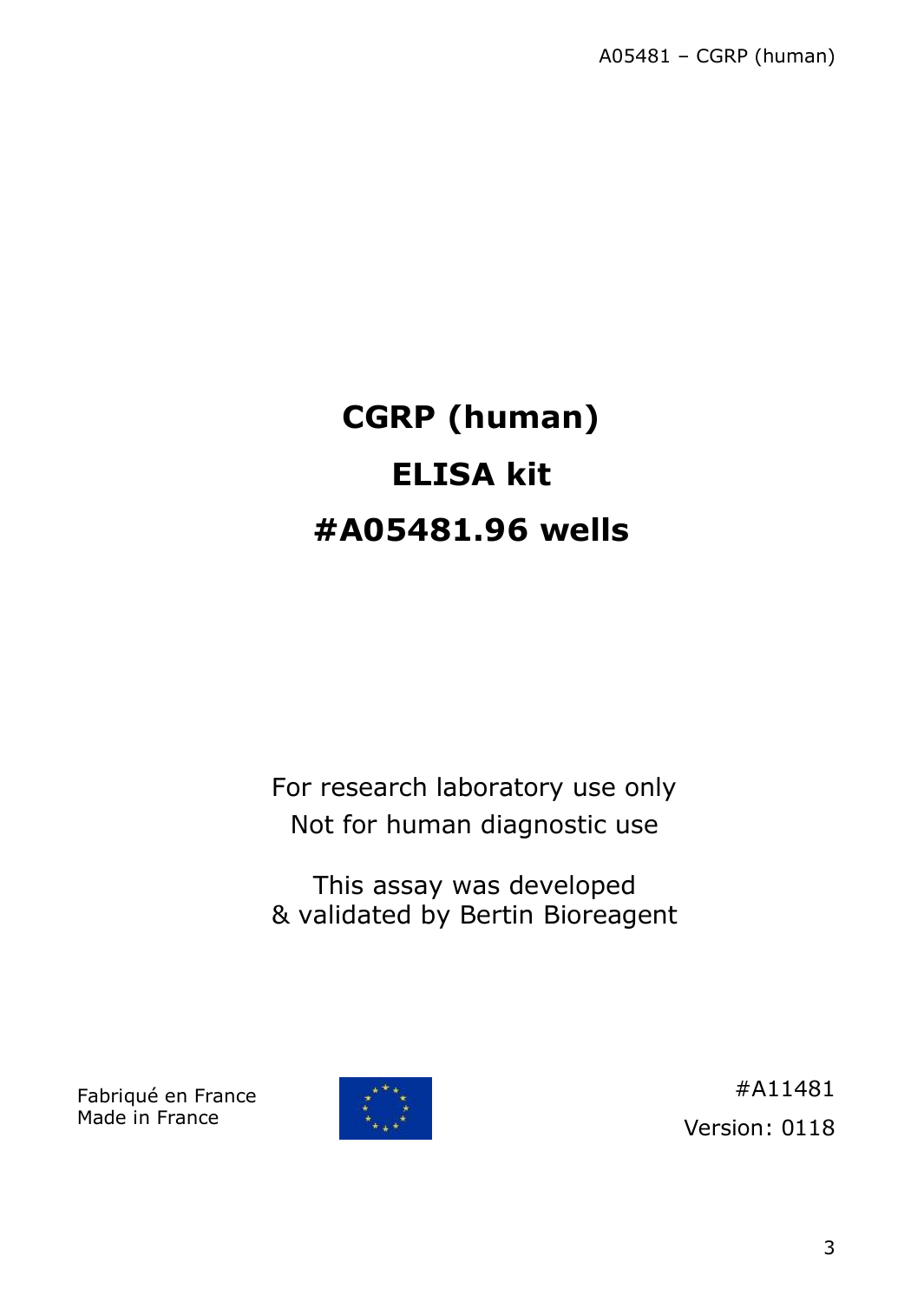# CGRP (human)

# ELISA kit

# #A05481.96 wells

For research laboratory use only

Not for human diagnostic use

This assay was developed
& validated by Bertin Bioreagent

Fabriqué en France
Made in France

#A11481

Version: 0118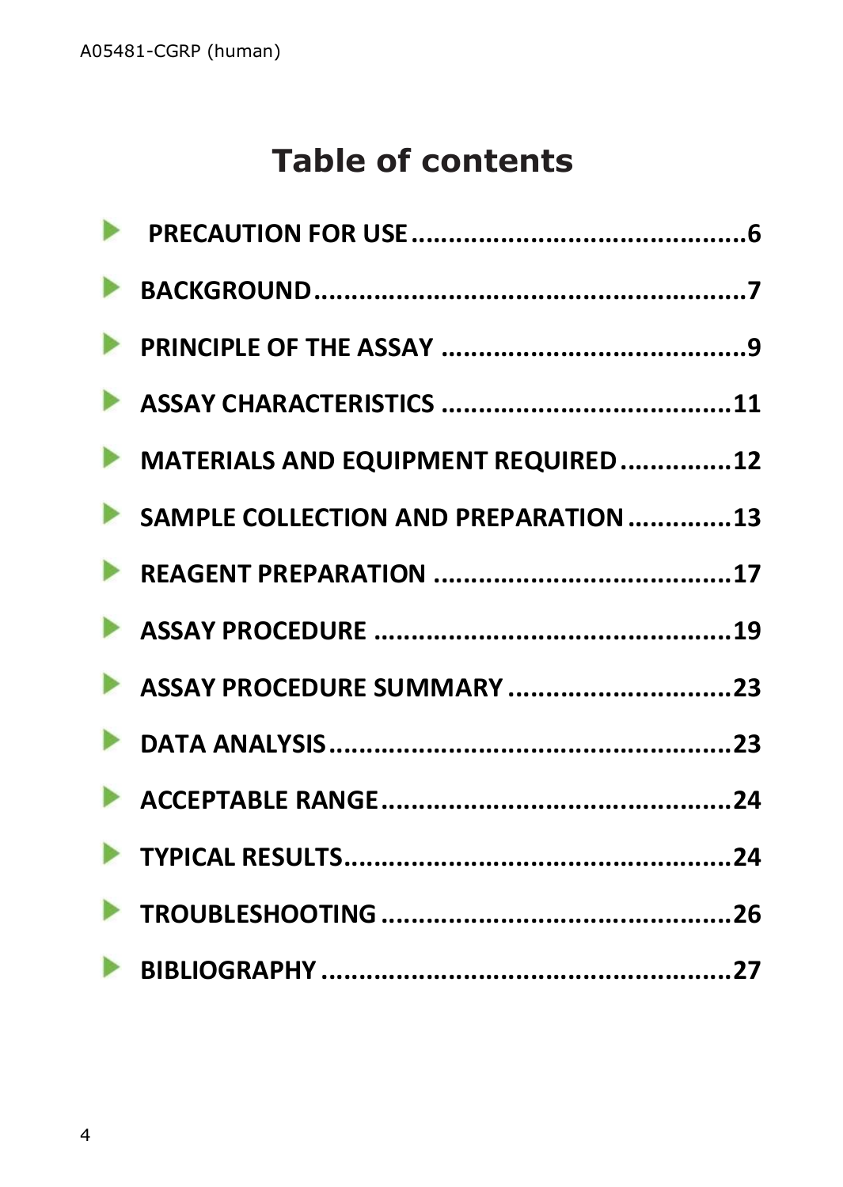# Table of contents

- **PRECAUTION FOR USE ............................................6**
- **BACKGROUND ........................................................7**
- **PRINCIPLE OF THE ASSAY ........................................9**
- **ASSAY CHARACTERISTICS ......................................11**
- **MATERIALS AND EQUIPMENT REQUIRED...............12**
- **SAMPLE COLLECTION AND PREPARATION .............13**
- **REAGENT PREPARATION .......................................17**
- **ASSAY PROCEDURE ...............................................19**
- **ASSAY PROCEDURE SUMMARY .............................23**
- **DATA ANALYSIS.....................................................23**
- **ACCEPTABLE RANGE..............................................24**
- **TYPICAL RESULTS..................................................24**
- **TROUBLESHOOTING ..............................................26**
- **BIBLIOGRAPHY .....................................................27**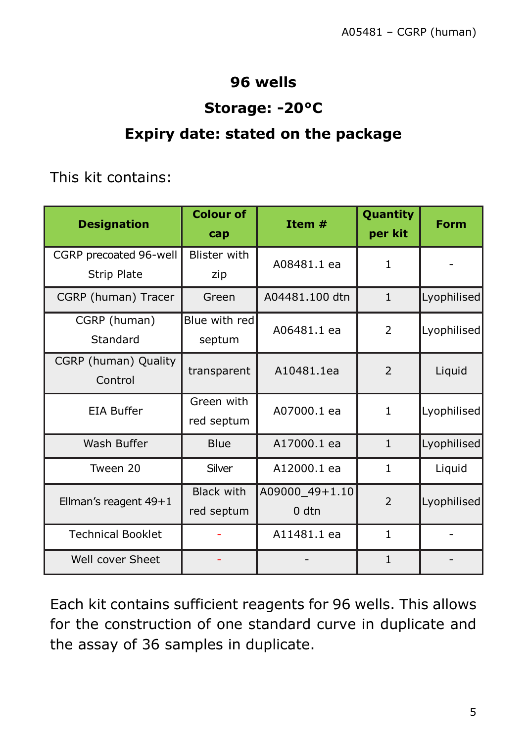**96 wells**

**Storage: -20°C**

**Expiry date: stated on the package**

This kit contains:

| Designation | Colour of cap | Item # | Quantity per kit | Form |
|---|---|---|---|---|
| CGRP precoated 96-well Strip Plate | Blister with zip | A08481.1 ea | 1 | - |
| CGRP (human) Tracer | Green | A04481.100 dtn | 1 | Lyophilised |
| CGRP (human) Standard | Blue with red septum | A06481.1 ea | 2 | Lyophilised |
| CGRP (human) Quality Control | transparent | A10481.1ea | 2 | Liquid |
| EIA Buffer | Green with red septum | A07000.1 ea | 1 | Lyophilised |
| Wash Buffer | Blue | A17000.1 ea | 1 | Lyophilised |
| Tween 20 | Silver | A12000.1 ea | 1 | Liquid |
| Ellman's reagent 49+1 | Black with red septum | A09000_49+1.100 dtn | 2 | Lyophilised |
| Technical Booklet | - | A11481.1 ea | 1 | - |
| Well cover Sheet | - | - | 1 | - |

Each kit contains sufficient reagents for 96 wells. This allows for the construction of one standard curve in duplicate and the assay of 36 samples in duplicate.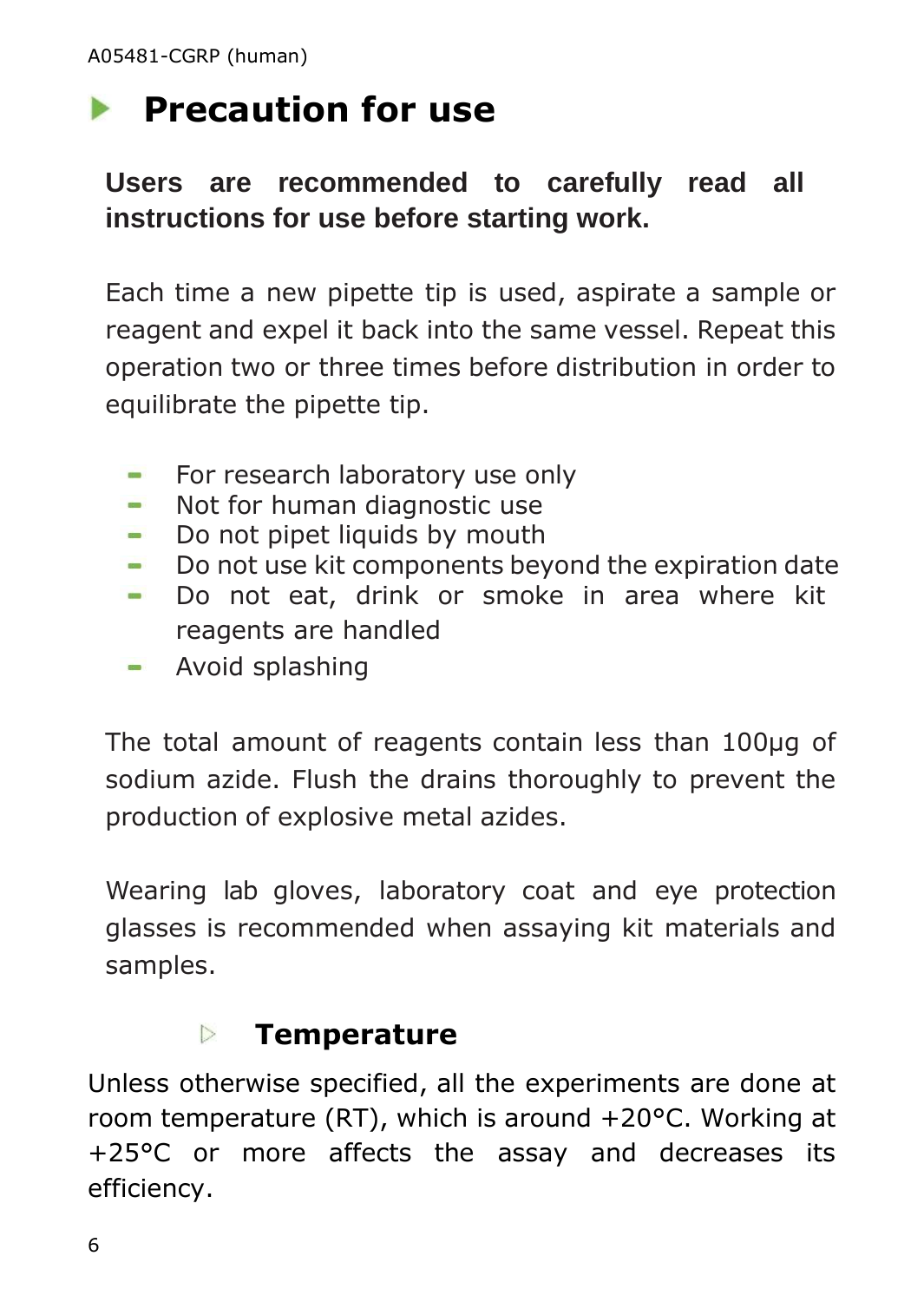## Precaution for use

**Users are recommended to carefully read all instructions for use before starting work.**

Each time a new pipette tip is used, aspirate a sample or reagent and expel it back into the same vessel. Repeat this operation two or three times before distribution in order to equilibrate the pipette tip.

- For research laboratory use only
- Not for human diagnostic use
- Do not pipet liquids by mouth
- Do not use kit components beyond the expiration date
- Do not eat, drink or smoke in area where kit reagents are handled
- Avoid splashing

The total amount of reagents contain less than 100µg of sodium azide. Flush the drains thoroughly to prevent the production of explosive metal azides.

Wearing lab gloves, laboratory coat and eye protection glasses is recommended when assaying kit materials and samples.

### Temperature

Unless otherwise specified, all the experiments are done at room temperature (RT), which is around +20°C. Working at +25°C or more affects the assay and decreases its efficiency.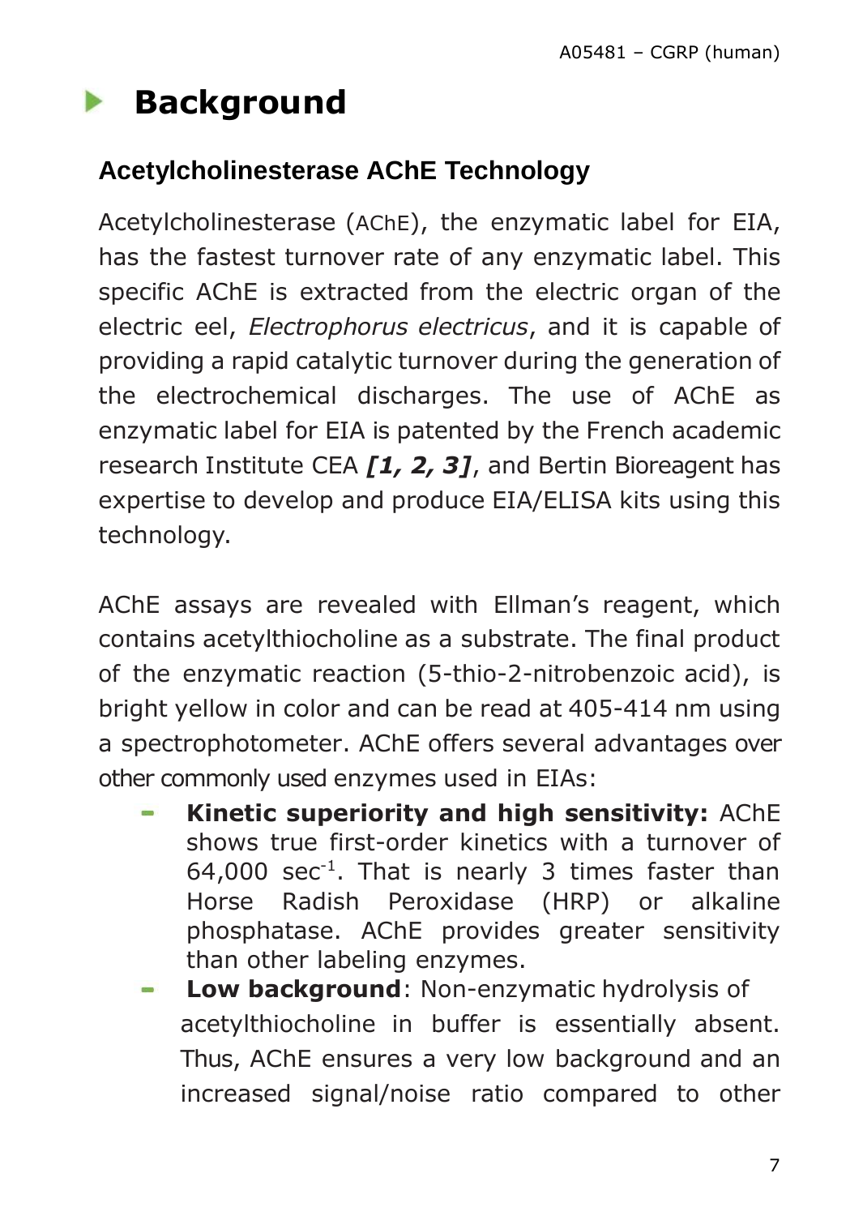# Background

## Acetylcholinesterase AChE Technology

Acetylcholinesterase (AChE), the enzymatic label for EIA, has the fastest turnover rate of any enzymatic label. This specific AChE is extracted from the electric organ of the electric eel, *Electrophorus electricus*, and it is capable of providing a rapid catalytic turnover during the generation of the electrochemical discharges. The use of AChE as enzymatic label for EIA is patented by the French academic research Institute CEA ***[1, 2, 3]***, and Bertin Bioreagent has expertise to develop and produce EIA/ELISA kits using this technology.

AChE assays are revealed with Ellman's reagent, which contains acetylthiocholine as a substrate. The final product of the enzymatic reaction (5-thio-2-nitrobenzoic acid), is bright yellow in color and can be read at 405-414 nm using a spectrophotometer. AChE offers several advantages over other commonly used enzymes used in EIAs:

- **Kinetic superiority and high sensitivity:** AChE shows true first-order kinetics with a turnover of 64,000 $sec^{-1}$. That is nearly 3 times faster than Horse Radish Peroxidase (HRP) or alkaline phosphatase. AChE provides greater sensitivity than other labeling enzymes.
- **Low background**: Non-enzymatic hydrolysis of acetylthiocholine in buffer is essentially absent. Thus, AChE ensures a very low background and an increased signal/noise ratio compared to other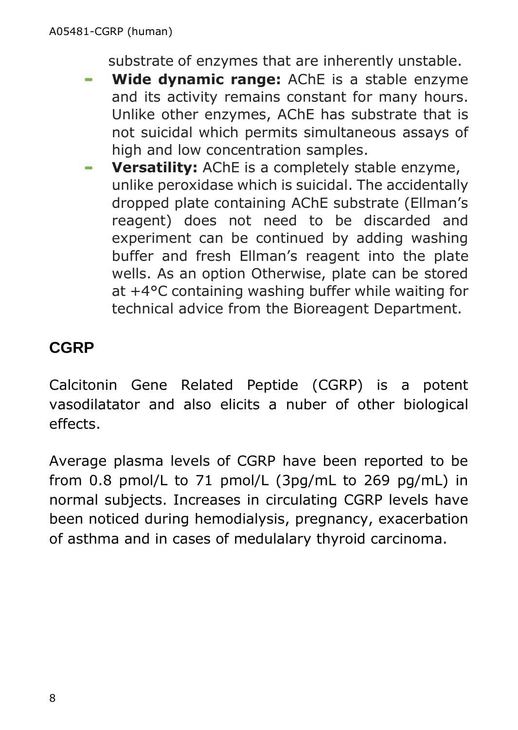substrate of enzymes that are inherently unstable.

- **Wide dynamic range:** AChE is a stable enzyme and its activity remains constant for many hours. Unlike other enzymes, AChE has substrate that is not suicidal which permits simultaneous assays of high and low concentration samples.
- **Versatility:** AChE is a completely stable enzyme, unlike peroxidase which is suicidal. The accidentally dropped plate containing AChE substrate (Ellman's reagent) does not need to be discarded and experiment can be continued by adding washing buffer and fresh Ellman's reagent into the plate wells. As an option Otherwise, plate can be stored at +4°C containing washing buffer while waiting for technical advice from the Bioreagent Department.

## CGRP

Calcitonin Gene Related Peptide (CGRP) is a potent vasodilatator and also elicits a nuber of other biological effects.

Average plasma levels of CGRP have been reported to be from 0.8 pmol/L to 71 pmol/L (3pg/mL to 269 pg/mL) in normal subjects. Increases in circulating CGRP levels have been noticed during hemodialysis, pregnancy, exacerbation of asthma and in cases of medulalary thyroid carcinoma.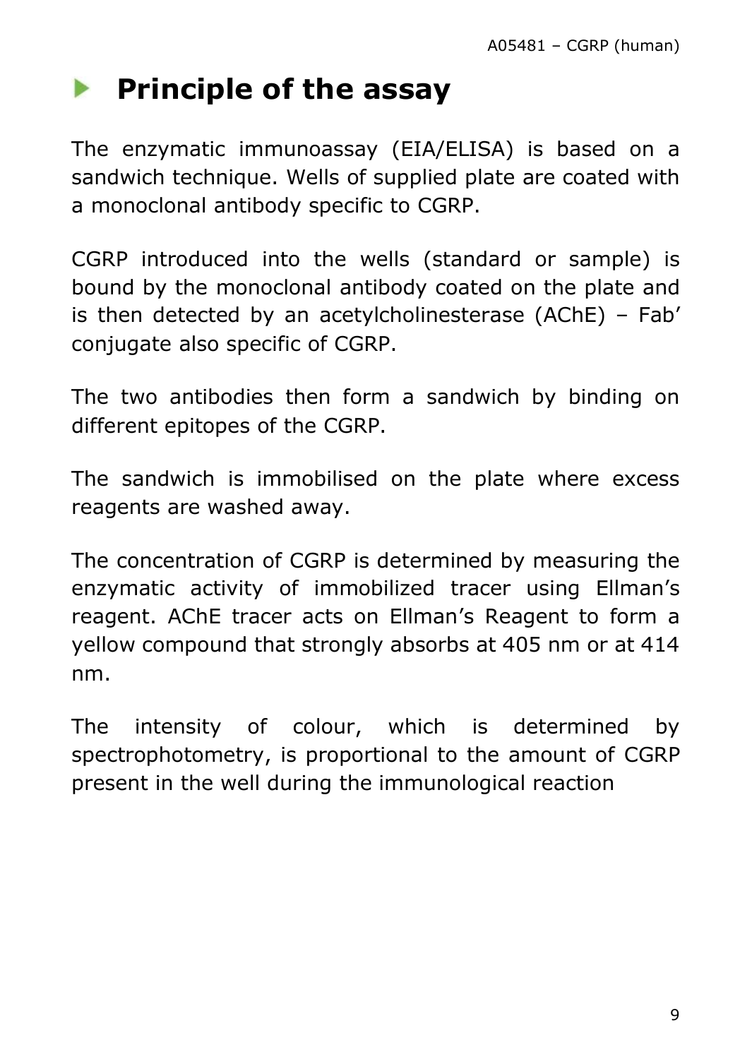# Principle of the assay

The enzymatic immunoassay (EIA/ELISA) is based on a sandwich technique. Wells of supplied plate are coated with a monoclonal antibody specific to CGRP.

CGRP introduced into the wells (standard or sample) is bound by the monoclonal antibody coated on the plate and is then detected by an acetylcholinesterase (AChE) – Fab' conjugate also specific of CGRP.

The two antibodies then form a sandwich by binding on different epitopes of the CGRP.

The sandwich is immobilised on the plate where excess reagents are washed away.

The concentration of CGRP is determined by measuring the enzymatic activity of immobilized tracer using Ellman's reagent. AChE tracer acts on Ellman's Reagent to form a yellow compound that strongly absorbs at 405 nm or at 414 nm.

The intensity of colour, which is determined by spectrophotometry, is proportional to the amount of CGRP present in the well during the immunological reaction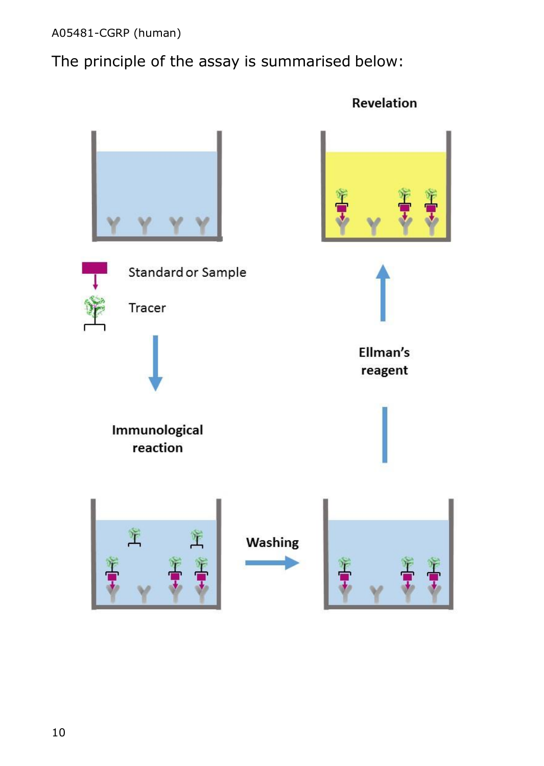The principle of the assay is summarised below:

Standard or Sample

Tracer

Immunological reaction

Washing

Ellman's reagent

Revelation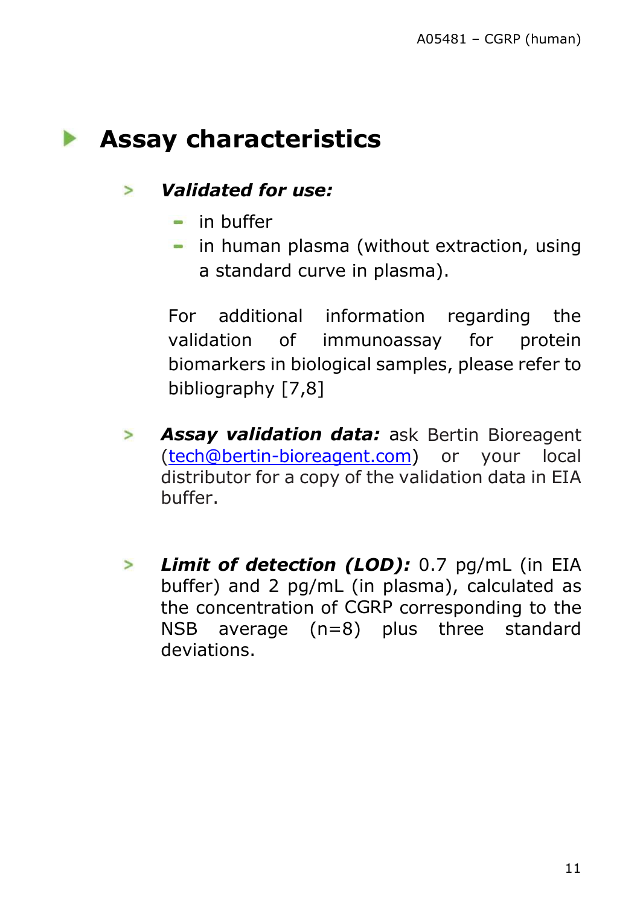# Assay characteristics

- ***Validated for use:***
  - in buffer
  - in human plasma (without extraction, using a standard curve in plasma).

  For additional information regarding the validation of immunoassay for protein biomarkers in biological samples, please refer to bibliography [7,8]

- ***Assay validation data:*** ask Bertin Bioreagent (tech@bertin-bioreagent.com) or your local distributor for a copy of the validation data in EIA buffer.

- ***Limit of detection (LOD):*** 0.7 pg/mL (in EIA buffer) and 2 pg/mL (in plasma), calculated as the concentration of CGRP corresponding to the NSB average (n=8) plus three standard deviations.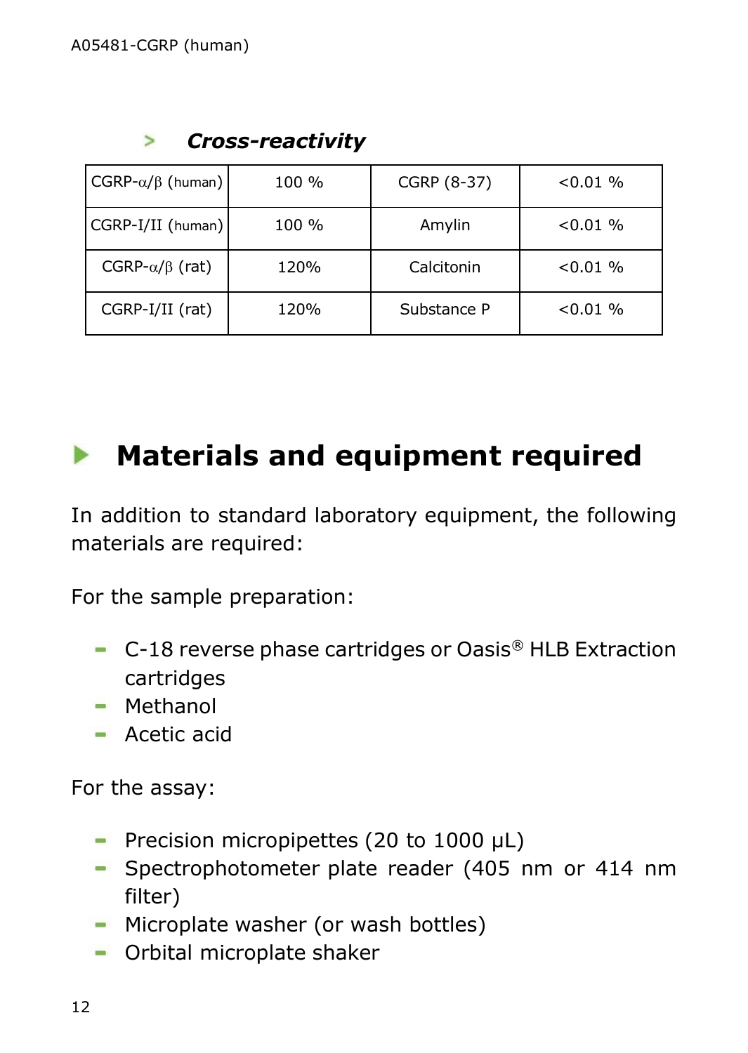### Cross-reactivity

| CGRP-α/β (human) | 100 % | CGRP (8-37) | <0.01 % |
|---|---|---|---|
| CGRP-I/II (human) | 100 % | Amylin | <0.01 % |
| CGRP-α/β (rat) | 120% | Calcitonin | <0.01 % |
| CGRP-I/II (rat) | 120% | Substance P | <0.01 % |

## Materials and equipment required

In addition to standard laboratory equipment, the following materials are required:

For the sample preparation:

- C-18 reverse phase cartridges or Oasis® HLB Extraction cartridges
- Methanol
- Acetic acid

For the assay:

- Precision micropipettes (20 to 1000 µL)
- Spectrophotometer plate reader (405 nm or 414 nm filter)
- Microplate washer (or wash bottles)
- Orbital microplate shaker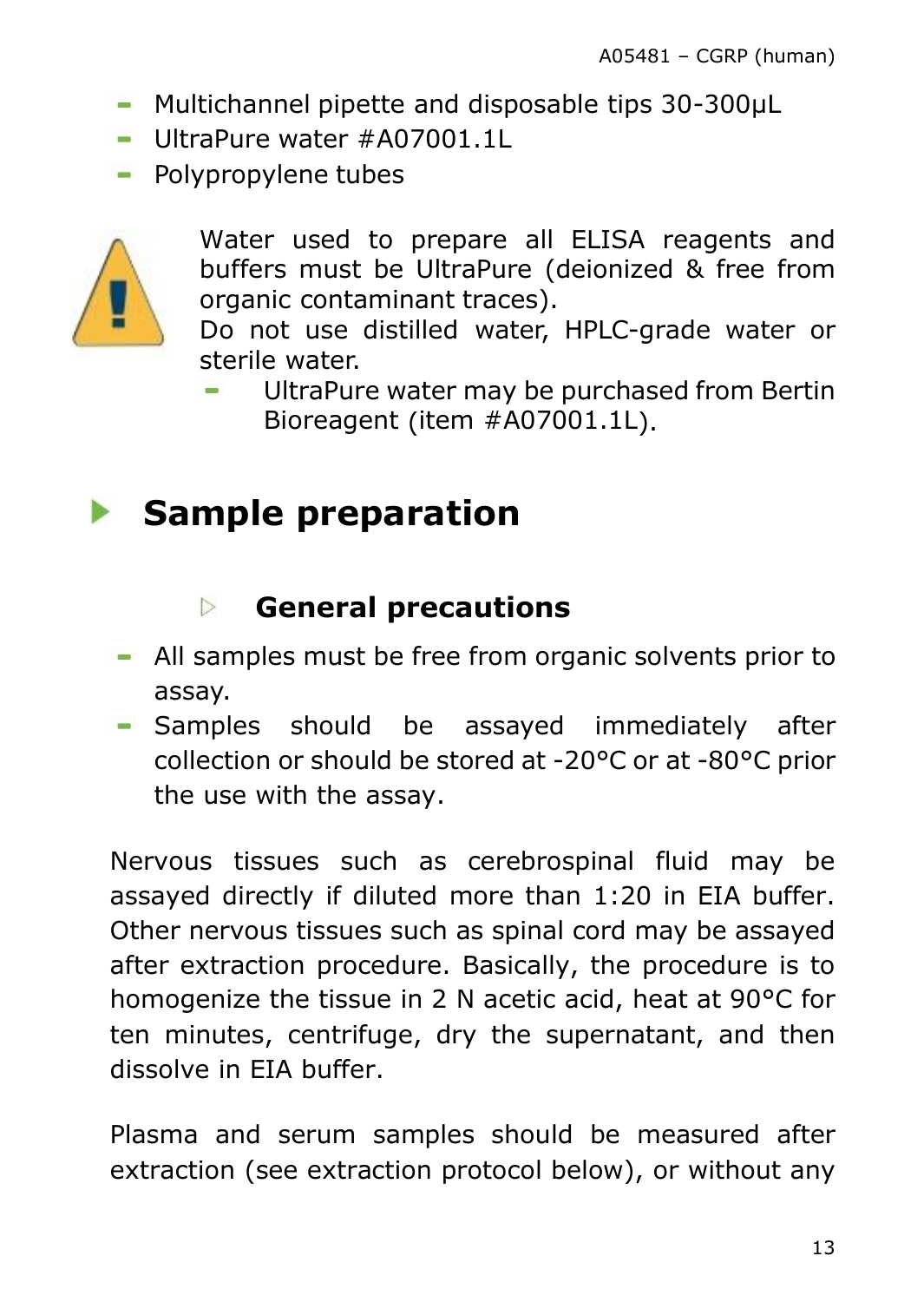- Multichannel pipette and disposable tips 30-300µL
- UltraPure water #A07001.1L
- Polypropylene tubes

Water used to prepare all ELISA reagents and buffers must be UltraPure (deionized & free from organic contaminant traces).
Do not use distilled water, HPLC-grade water or sterile water.

- UltraPure water may be purchased from Bertin Bioreagent (item #A07001.1L).

# Sample preparation

## General precautions

- All samples must be free from organic solvents prior to assay.
- Samples should be assayed immediately after collection or should be stored at -20°C or at -80°C prior the use with the assay.

Nervous tissues such as cerebrospinal fluid may be assayed directly if diluted more than 1:20 in EIA buffer. Other nervous tissues such as spinal cord may be assayed after extraction procedure. Basically, the procedure is to homogenize the tissue in 2 N acetic acid, heat at 90°C for ten minutes, centrifuge, dry the supernatant, and then dissolve in EIA buffer.

Plasma and serum samples should be measured after extraction (see extraction protocol below), or without any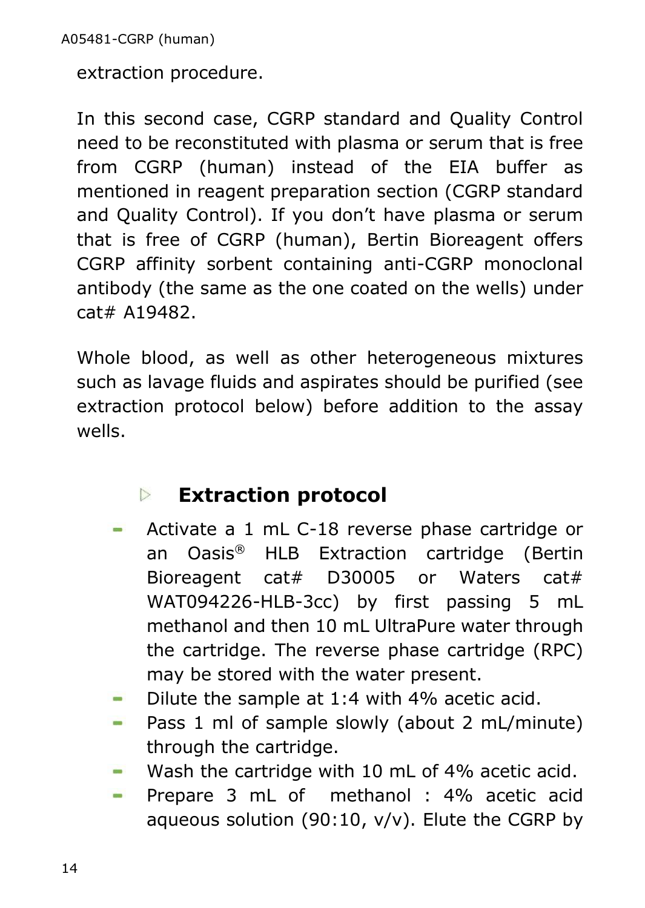extraction procedure.

In this second case, CGRP standard and Quality Control need to be reconstituted with plasma or serum that is free from CGRP (human) instead of the EIA buffer as mentioned in reagent preparation section (CGRP standard and Quality Control). If you don't have plasma or serum that is free of CGRP (human), Bertin Bioreagent offers CGRP affinity sorbent containing anti-CGRP monoclonal antibody (the same as the one coated on the wells) under cat# A19482.

Whole blood, as well as other heterogeneous mixtures such as lavage fluids and aspirates should be purified (see extraction protocol below) before addition to the assay wells.

### Extraction protocol

- Activate a 1 mL C-18 reverse phase cartridge or an Oasis® HLB Extraction cartridge (Bertin Bioreagent cat# D30005 or Waters cat# WAT094226-HLB-3cc) by first passing 5 mL methanol and then 10 mL UltraPure water through the cartridge. The reverse phase cartridge (RPC) may be stored with the water present.
- Dilute the sample at 1:4 with 4% acetic acid.
- Pass 1 ml of sample slowly (about 2 mL/minute) through the cartridge.
- Wash the cartridge with 10 mL of 4% acetic acid.
- Prepare 3 mL of methanol : 4% acetic acid aqueous solution (90:10, v/v). Elute the CGRP by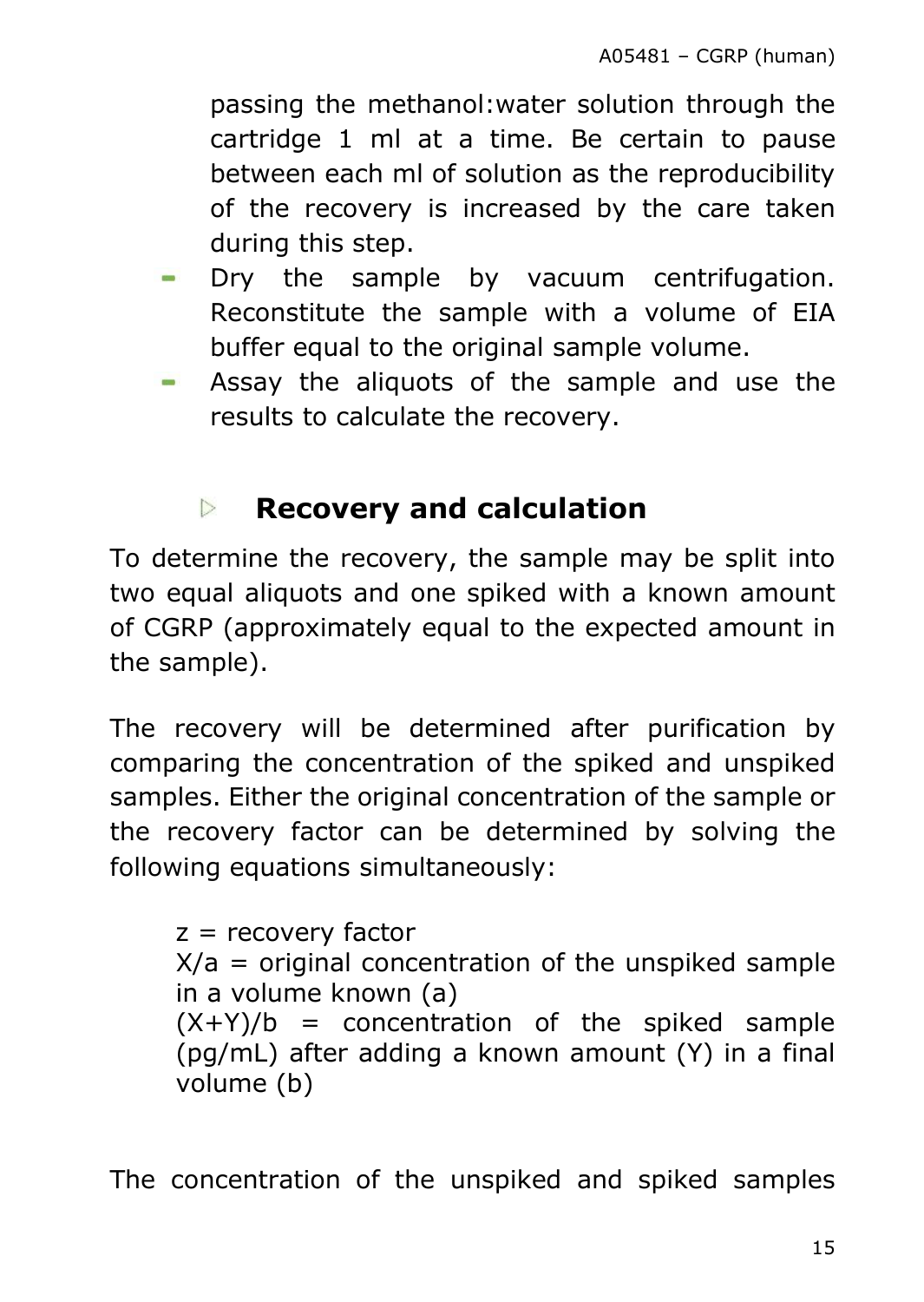passing the methanol:water solution through the cartridge 1 ml at a time. Be certain to pause between each ml of solution as the reproducibility of the recovery is increased by the care taken during this step.

- Dry the sample by vacuum centrifugation. Reconstitute the sample with a volume of EIA buffer equal to the original sample volume.
- Assay the aliquots of the sample and use the results to calculate the recovery.

## Recovery and calculation

To determine the recovery, the sample may be split into two equal aliquots and one spiked with a known amount of CGRP (approximately equal to the expected amount in the sample).

The recovery will be determined after purification by comparing the concentration of the spiked and unspiked samples. Either the original concentration of the sample or the recovery factor can be determined by solving the following equations simultaneously:

$z$ = recovery factor
$X/a$ = original concentration of the unspiked sample in a volume known (a)
$(X+Y)/b$ = concentration of the spiked sample (pg/mL) after adding a known amount (Y) in a final volume (b)

The concentration of the unspiked and spiked samples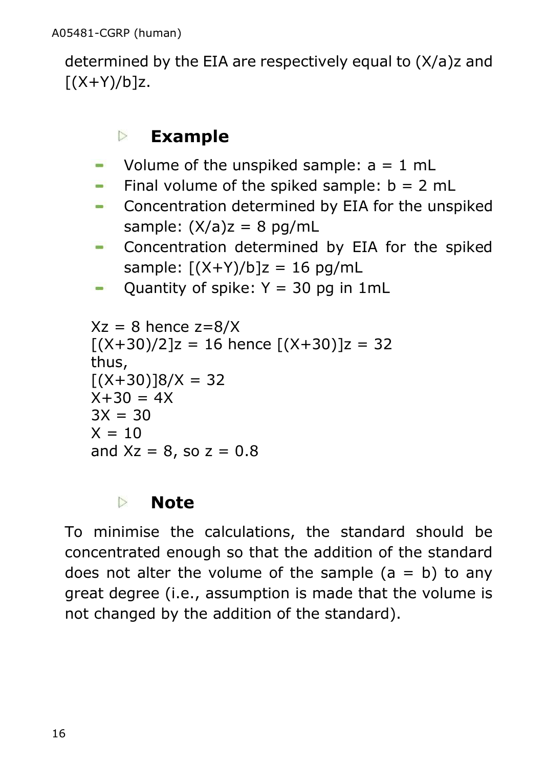determined by the EIA are respectively equal to $(X/a)z$ and $[(X+Y)/b]z$.

### Example

- Volume of the unspiked sample: $a = 1$ mL
- Final volume of the spiked sample: $b = 2$ mL
- Concentration determined by EIA for the unspiked sample: $(X/a)z = 8$ pg/mL
- Concentration determined by EIA for the spiked sample: $[(X+Y)/b]z = 16$ pg/mL
- Quantity of spike: $Y = 30$ pg in 1mL

$Xz = 8$ hence $z = 8/X$
$[(X+30)/2]z = 16$ hence $[(X+30)]z = 32$
thus,
$[(X+30)]8/X = 32$
$X+30 = 4X$
$3X = 30$
$X = 10$
and $Xz = 8$, so $z = 0.8$

### Note

To minimise the calculations, the standard should be concentrated enough so that the addition of the standard does not alter the volume of the sample ($a = b$) to any great degree (i.e., assumption is made that the volume is not changed by the addition of the standard).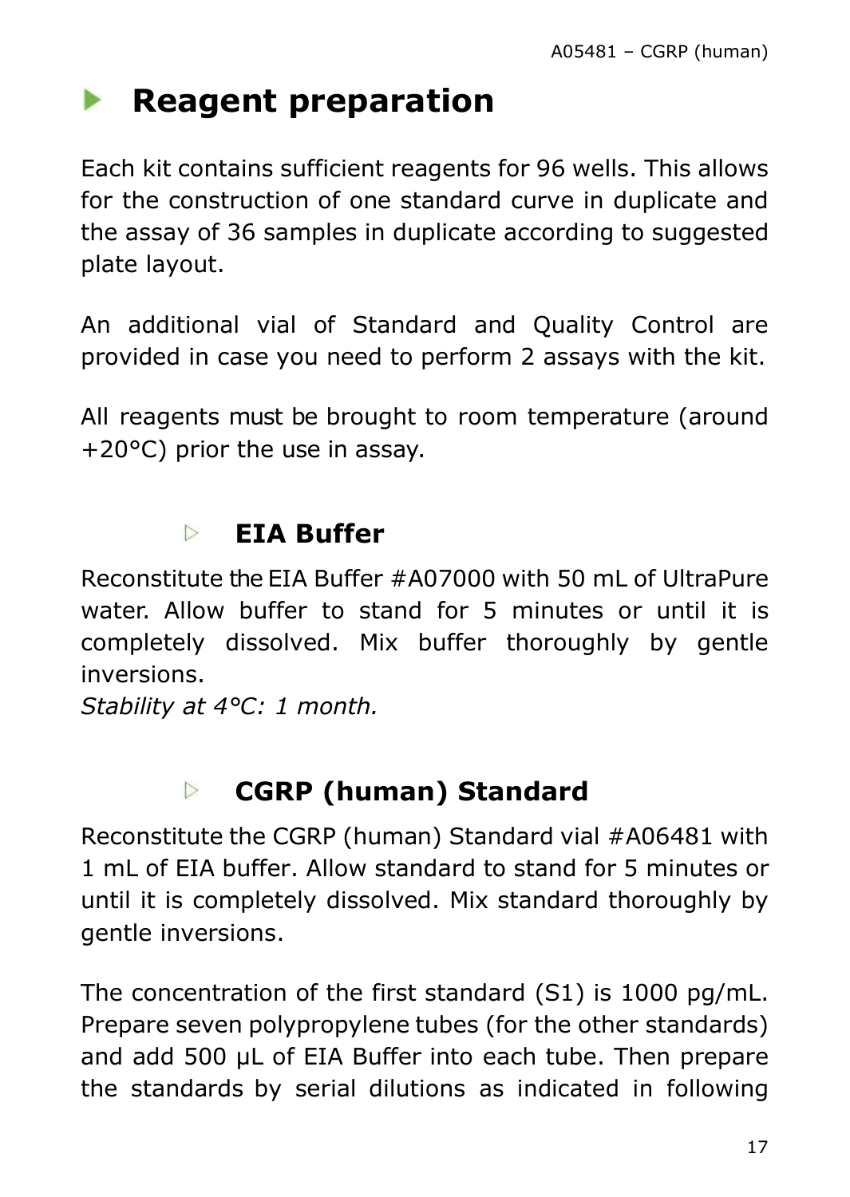# Reagent preparation

Each kit contains sufficient reagents for 96 wells. This allows for the construction of one standard curve in duplicate and the assay of 36 samples in duplicate according to suggested plate layout.

An additional vial of Standard and Quality Control are provided in case you need to perform 2 assays with the kit.

All reagents must be brought to room temperature (around +20°C) prior the use in assay.

## EIA Buffer

Reconstitute the EIA Buffer #A07000 with 50 mL of UltraPure water. Allow buffer to stand for 5 minutes or until it is completely dissolved. Mix buffer thoroughly by gentle inversions.

*Stability at 4°C: 1 month.*

## CGRP (human) Standard

Reconstitute the CGRP (human) Standard vial #A06481 with 1 mL of EIA buffer. Allow standard to stand for 5 minutes or until it is completely dissolved. Mix standard thoroughly by gentle inversions.

The concentration of the first standard (S1) is 1000 pg/mL. Prepare seven polypropylene tubes (for the other standards) and add 500 µL of EIA Buffer into each tube. Then prepare the standards by serial dilutions as indicated in following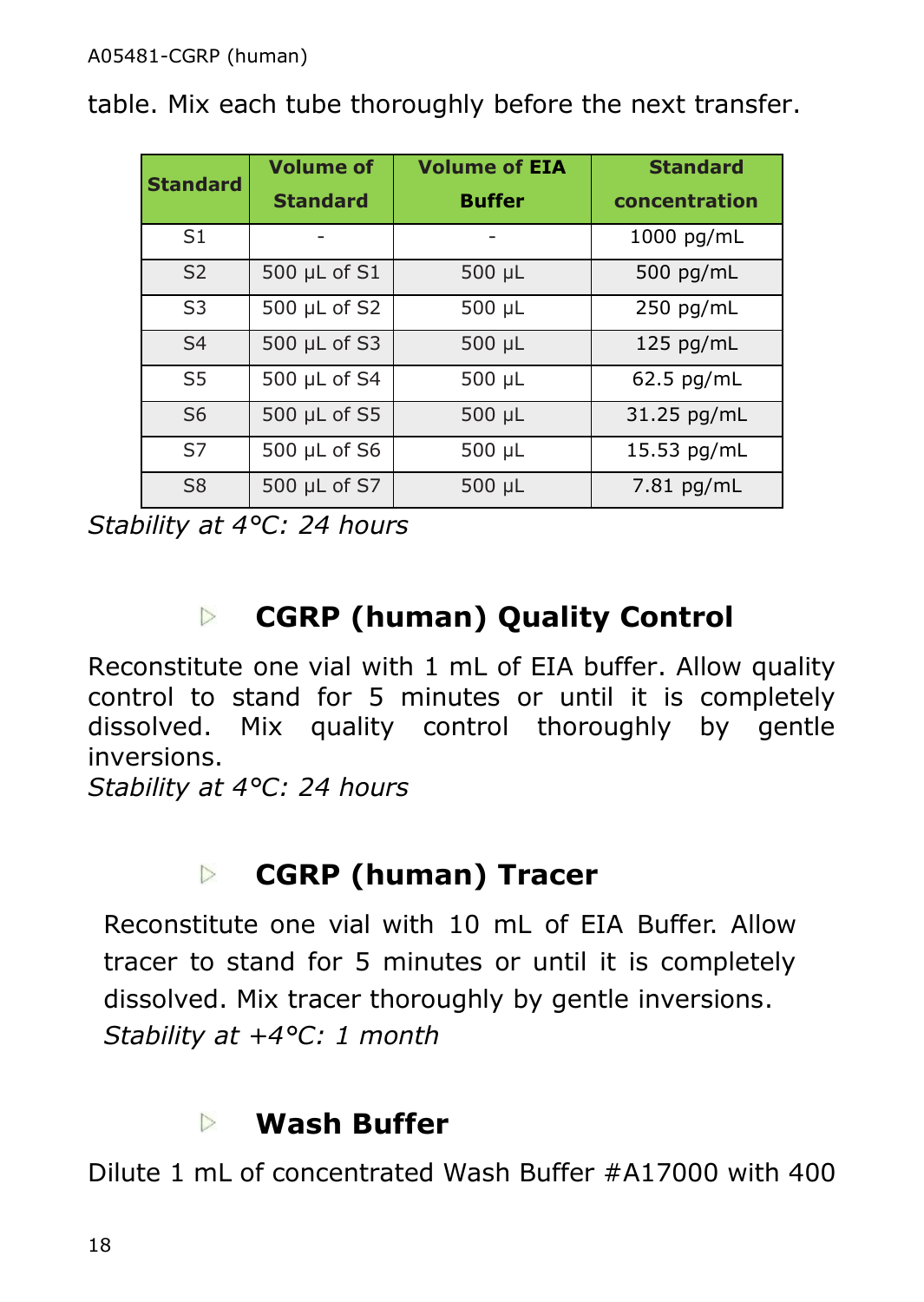table. Mix each tube thoroughly before the next transfer.

| Standard | Volume of Standard | Volume of EIA Buffer | Standard concentration |
|---|---|---|---|
| S1 | - | - | 1000 pg/mL |
| S2 | 500 µL of S1 | 500 µL | 500 pg/mL |
| S3 | 500 µL of S2 | 500 µL | 250 pg/mL |
| S4 | 500 µL of S3 | 500 µL | 125 pg/mL |
| S5 | 500 µL of S4 | 500 µL | 62.5 pg/mL |
| S6 | 500 µL of S5 | 500 µL | 31.25 pg/mL |
| S7 | 500 µL of S6 | 500 µL | 15.53 pg/mL |
| S8 | 500 µL of S7 | 500 µL | 7.81 pg/mL |

*Stability at 4°C: 24 hours*

## CGRP (human) Quality Control

Reconstitute one vial with 1 mL of EIA buffer. Allow quality control to stand for 5 minutes or until it is completely dissolved. Mix quality control thoroughly by gentle inversions.

*Stability at 4°C: 24 hours*

## CGRP (human) Tracer

Reconstitute one vial with 10 mL of EIA Buffer. Allow tracer to stand for 5 minutes or until it is completely dissolved. Mix tracer thoroughly by gentle inversions.

*Stability at +4°C: 1 month*

## Wash Buffer

Dilute 1 mL of concentrated Wash Buffer #A17000 with 400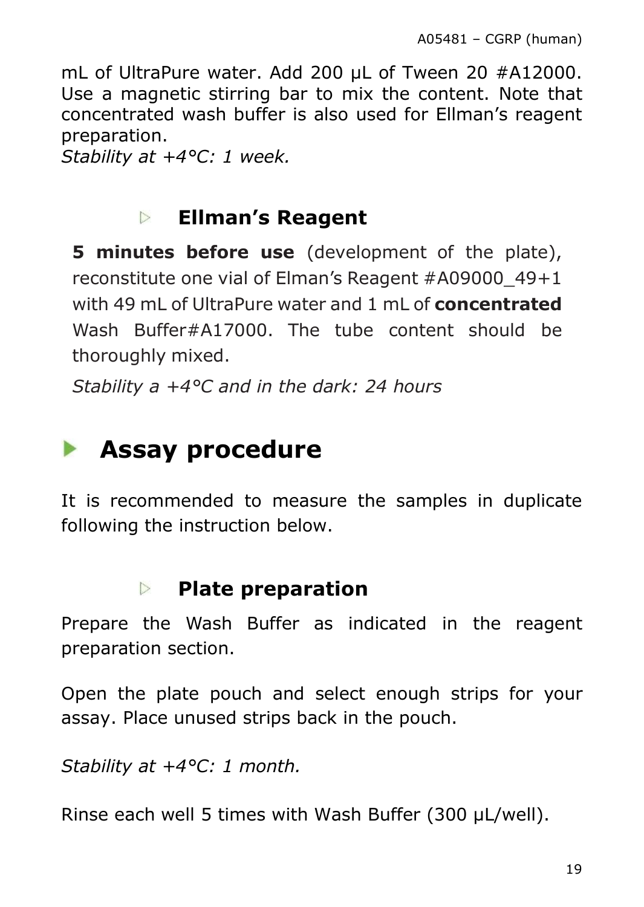mL of UltraPure water. Add 200 µL of Tween 20 #A12000. Use a magnetic stirring bar to mix the content. Note that concentrated wash buffer is also used for Ellman's reagent preparation.
*Stability at +4°C: 1 week.*

### Ellman's Reagent

**5 minutes before use** (development of the plate), reconstitute one vial of Elman's Reagent #A09000_49+1 with 49 mL of UltraPure water and 1 mL of **concentrated** Wash Buffer#A17000. The tube content should be thoroughly mixed.

*Stability a +4°C and in the dark: 24 hours*

## Assay procedure

It is recommended to measure the samples in duplicate following the instruction below.

### Plate preparation

Prepare the Wash Buffer as indicated in the reagent preparation section.

Open the plate pouch and select enough strips for your assay. Place unused strips back in the pouch.

*Stability at +4°C: 1 month.*

Rinse each well 5 times with Wash Buffer (300 µL/well).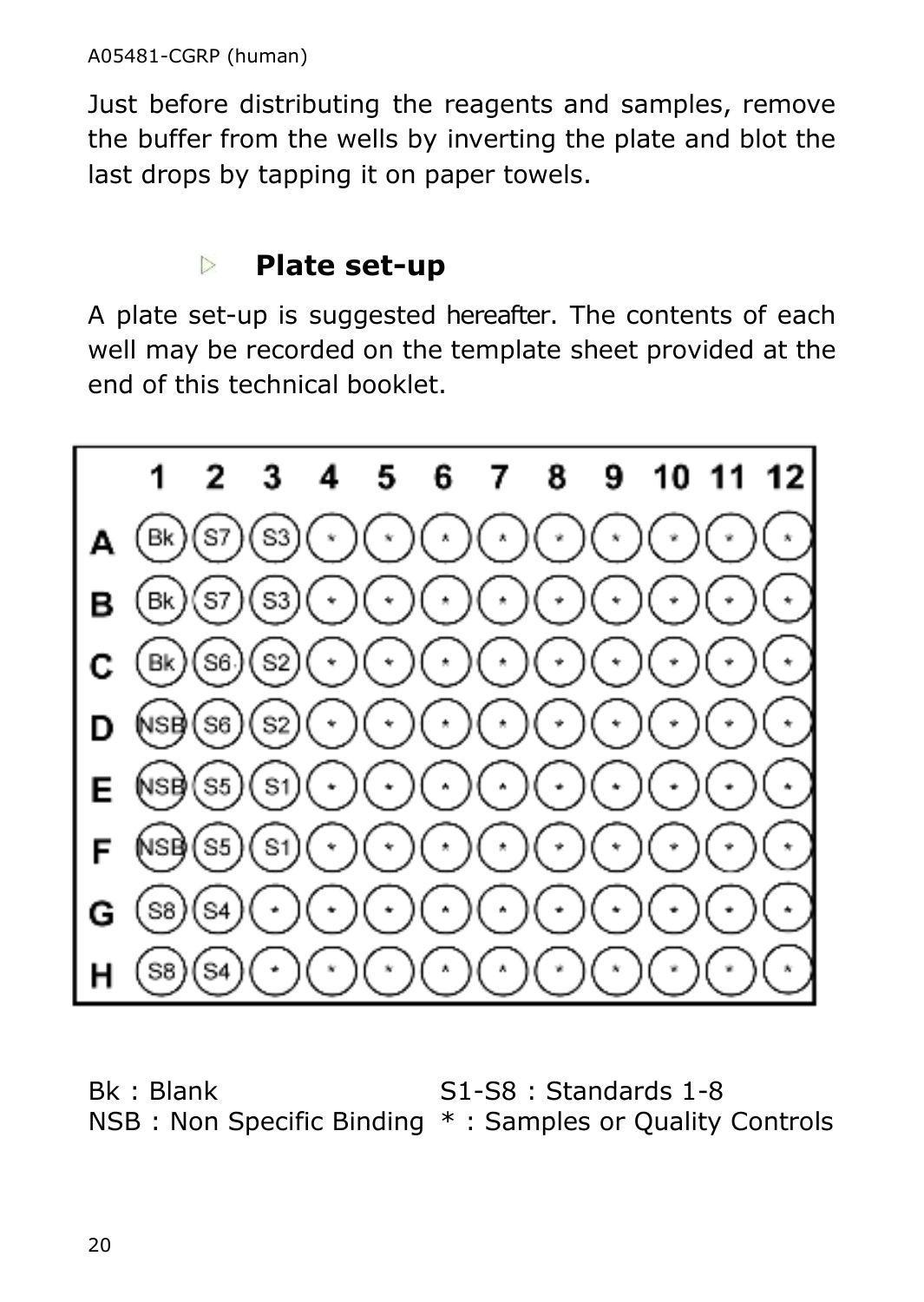Just before distributing the reagents and samples, remove the buffer from the wells by inverting the plate and blot the last drops by tapping it on paper towels.

## Plate set-up

A plate set-up is suggested hereafter. The contents of each well may be recorded on the template sheet provided at the end of this technical booklet.

| | 1 | 2 | 3 | 4 | 5 | 6 | 7 | 8 | 9 | 10 | 11 | 12 |
|---|---|---|---|---|---|---|---|---|---|---|---|---|
| A | Bk | S7 | S3 | * | * | * | * | * | * | * | * | * |
| B | Bk | S7 | S3 | * | * | * | * | * | * | * | * | * |
| C | Bk | S6 | S2 | * | * | * | * | * | * | * | * | * |
| D | NSB | S6 | S2 | * | * | * | * | * | * | * | * | * |
| E | NSB | S5 | S1 | * | * | * | * | * | * | * | * | * |
| F | NSB | S5 | S1 | * | * | * | * | * | * | * | * | * |
| G | S8 | S4 | * | * | * | * | * | * | * | * | * | * |
| H | S8 | S4 | * | * | * | * | * | * | * | * | * | * |

Bk : Blank
NSB : Non Specific Binding
S1-S8 : Standards 1-8
* : Samples or Quality Controls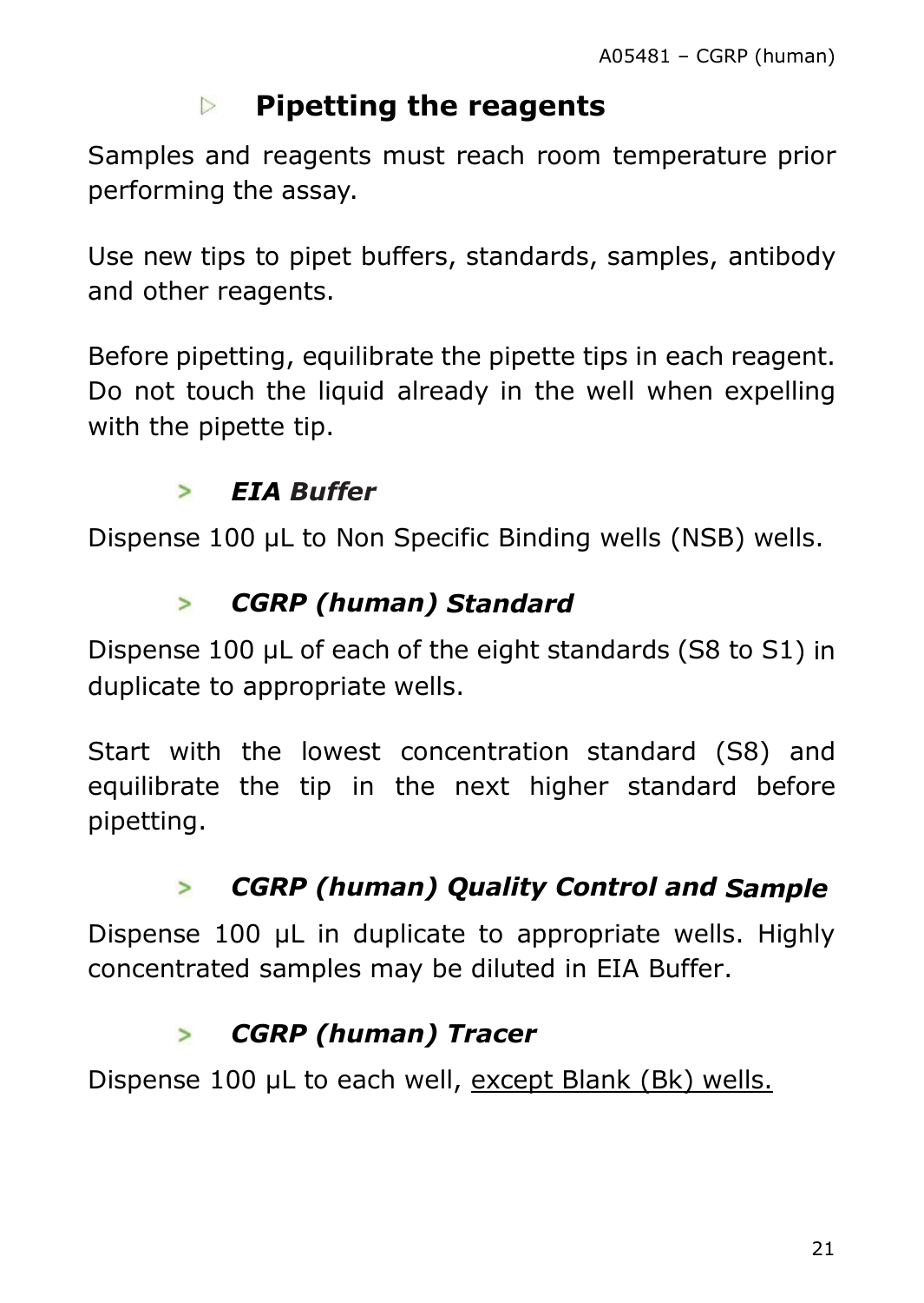## Pipetting the reagents

Samples and reagents must reach room temperature prior performing the assay.

Use new tips to pipet buffers, standards, samples, antibody and other reagents.

Before pipetting, equilibrate the pipette tips in each reagent. Do not touch the liquid already in the well when expelling with the pipette tip.

### *EIA Buffer*

Dispense 100 µL to Non Specific Binding wells (NSB) wells.

### *CGRP (human) Standard*

Dispense 100 µL of each of the eight standards (S8 to S1) in duplicate to appropriate wells.

Start with the lowest concentration standard (S8) and equilibrate the tip in the next higher standard before pipetting.

### *CGRP (human) Quality Control and Sample*

Dispense 100 µL in duplicate to appropriate wells. Highly concentrated samples may be diluted in EIA Buffer.

### *CGRP (human) Tracer*

Dispense 100 µL to each well, except Blank (Bk) wells.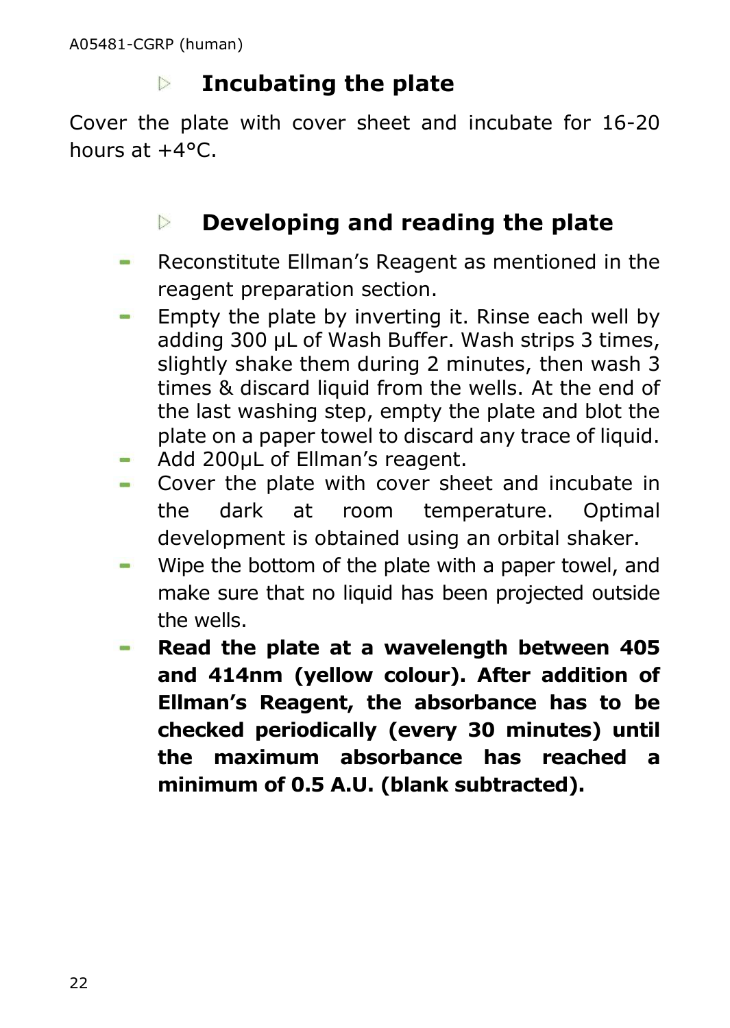## Incubating the plate

Cover the plate with cover sheet and incubate for 16-20 hours at +4°C.

## Developing and reading the plate

- Reconstitute Ellman's Reagent as mentioned in the reagent preparation section.
- Empty the plate by inverting it. Rinse each well by adding 300 µL of Wash Buffer. Wash strips 3 times, slightly shake them during 2 minutes, then wash 3 times & discard liquid from the wells. At the end of the last washing step, empty the plate and blot the plate on a paper towel to discard any trace of liquid.
- Add 200µL of Ellman's reagent.
- Cover the plate with cover sheet and incubate in the dark at room temperature. Optimal development is obtained using an orbital shaker.
- Wipe the bottom of the plate with a paper towel, and make sure that no liquid has been projected outside the wells.
- **Read the plate at a wavelength between 405 and 414nm (yellow colour). After addition of Ellman's Reagent, the absorbance has to be checked periodically (every 30 minutes) until the maximum absorbance has reached a minimum of 0.5 A.U. (blank subtracted).**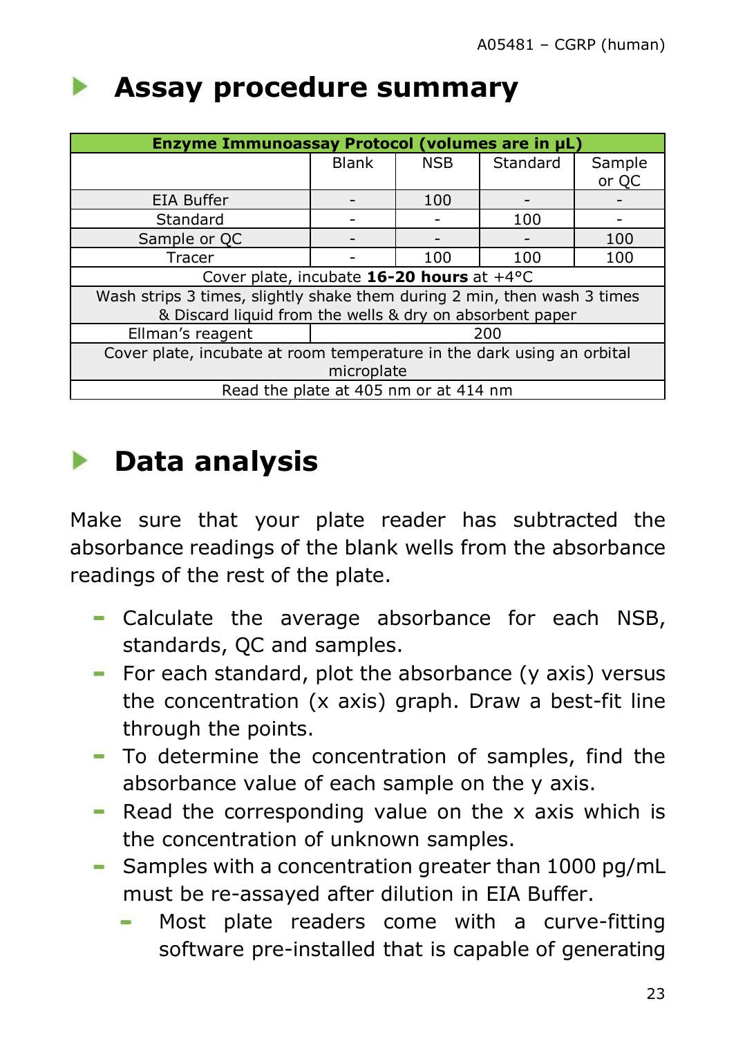# Assay procedure summary

| Enzyme Immunoassay Protocol (volumes are in µL) | | | | |
|---|---|---|---|---|
| | Blank | NSB | Standard | Sample or QC |
| EIA Buffer | - | 100 | - | - |
| Standard | - | - | 100 | - |
| Sample or QC | - | - | - | 100 |
| Tracer | - | 100 | 100 | 100 |
| Cover plate, incubate **16-20 hours** at +4°C | | | | |
| Wash strips 3 times, slightly shake them during 2 min, then wash 3 times & Discard liquid from the wells & dry on absorbent paper | | | | |
| Ellman's reagent | 200 | | | |
| Cover plate, incubate at room temperature in the dark using an orbital microplate | | | | |
| Read the plate at 405 nm or at 414 nm | | | | |

# Data analysis

Make sure that your plate reader has subtracted the absorbance readings of the blank wells from the absorbance readings of the rest of the plate.

- Calculate the average absorbance for each NSB, standards, QC and samples.
- For each standard, plot the absorbance (y axis) versus the concentration (x axis) graph. Draw a best-fit line through the points.
- To determine the concentration of samples, find the absorbance value of each sample on the y axis.
- Read the corresponding value on the x axis which is the concentration of unknown samples.
- Samples with a concentration greater than 1000 pg/mL must be re-assayed after dilution in EIA Buffer.
  - Most plate readers come with a curve-fitting software pre-installed that is capable of generating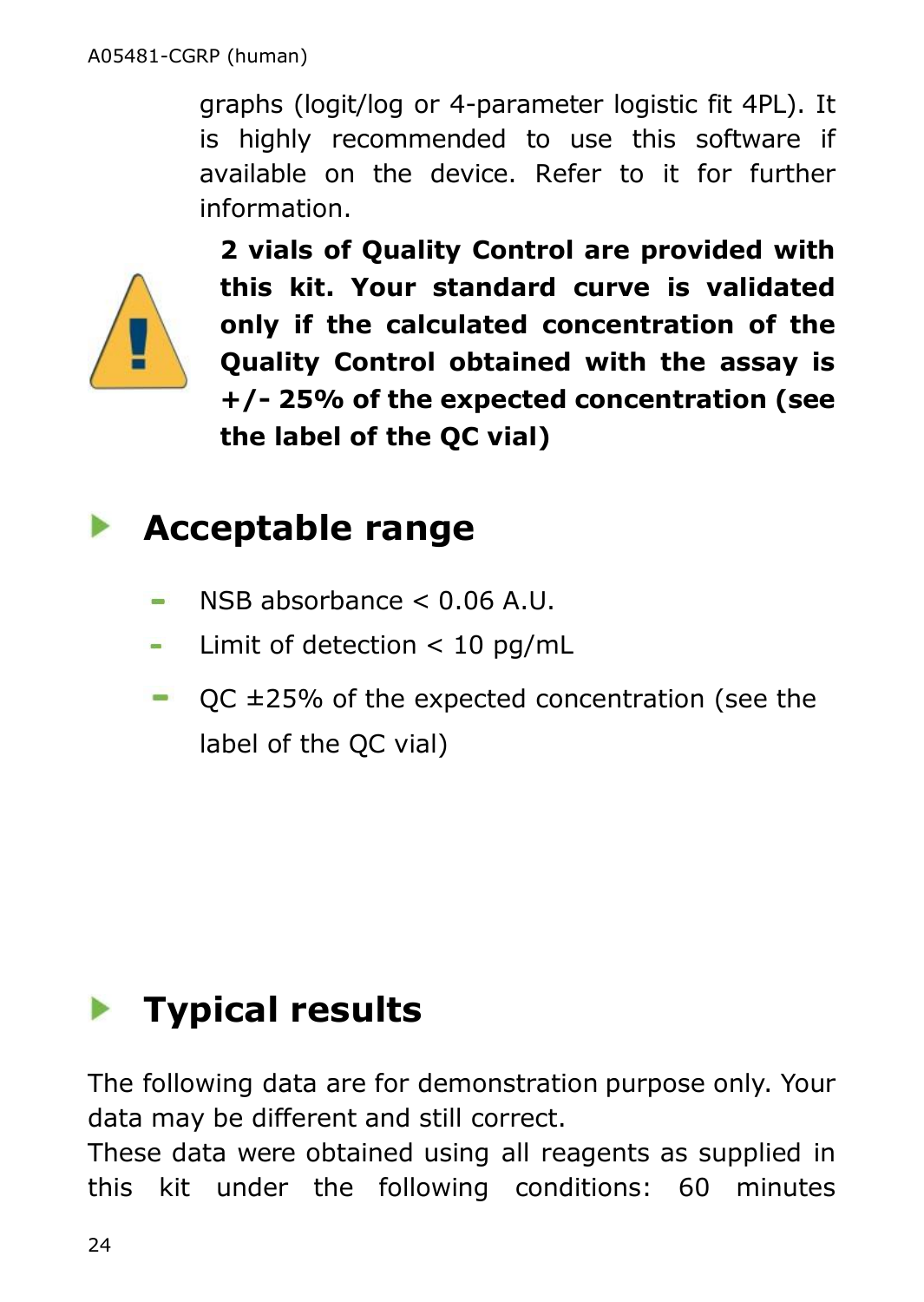graphs (logit/log or 4-parameter logistic fit 4PL). It is highly recommended to use this software if available on the device. Refer to it for further information.

**2 vials of Quality Control are provided with this kit. Your standard curve is validated only if the calculated concentration of the Quality Control obtained with the assay is +/- 25% of the expected concentration (see the label of the QC vial)**

## Acceptable range

- NSB absorbance < 0.06 A.U.
- Limit of detection < 10 pg/mL
- QC ±25% of the expected concentration (see the label of the QC vial)

## Typical results

The following data are for demonstration purpose only. Your data may be different and still correct.
These data were obtained using all reagents as supplied in this kit under the following conditions: 60 minutes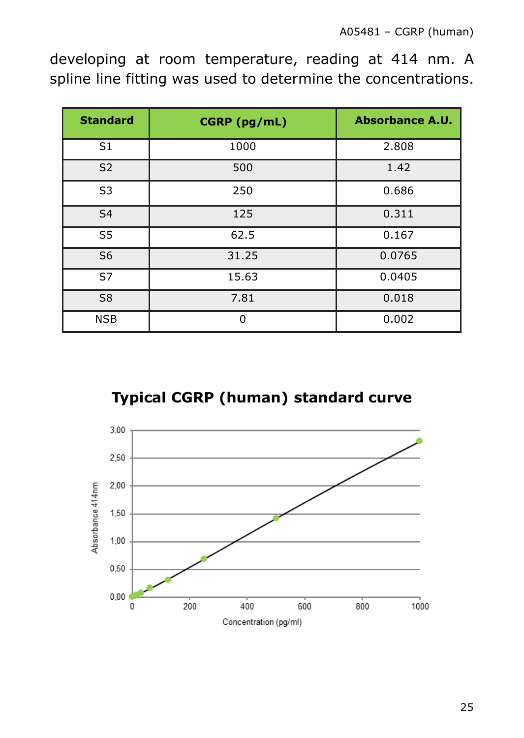developing at room temperature, reading at 414 nm. A spline line fitting was used to determine the concentrations.

| Standard | CGRP (pg/mL) | Absorbance A.U. |
|---|---|---|
| S1 | 1000 | 2.808 |
| S2 | 500 | 1.42 |
| S3 | 250 | 0.686 |
| S4 | 125 | 0.311 |
| S5 | 62.5 | 0.167 |
| S6 | 31.25 | 0.0765 |
| S7 | 15.63 | 0.0405 |
| S8 | 7.81 | 0.018 |
| NSB | 0 | 0.002 |

**Typical CGRP (human) standard curve**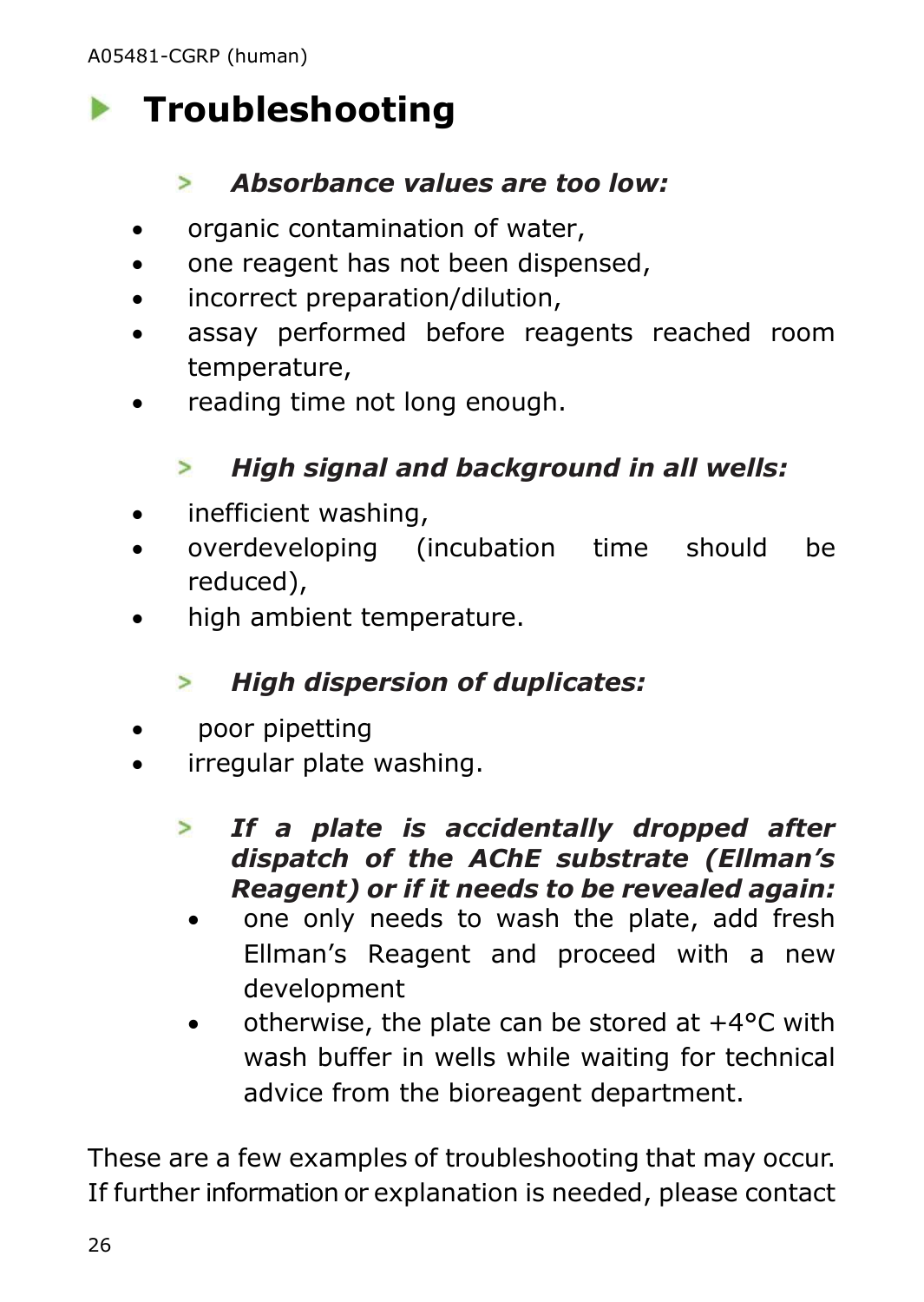# Troubleshooting

> ***Absorbance values are too low:***

- organic contamination of water,
- one reagent has not been dispensed,
- incorrect preparation/dilution,
- assay performed before reagents reached room temperature,
- reading time not long enough.

> ***High signal and background in all wells:***

- inefficient washing,
- overdeveloping (incubation time should be reduced),
- high ambient temperature.

> ***High dispersion of duplicates:***

- poor pipetting
- irregular plate washing.

> ***If a plate is accidentally dropped after dispatch of the AChE substrate (Ellman's Reagent) or if it needs to be revealed again:***

- one only needs to wash the plate, add fresh Ellman's Reagent and proceed with a new development
- otherwise, the plate can be stored at +4°C with wash buffer in wells while waiting for technical advice from the bioreagent department.

These are a few examples of troubleshooting that may occur. If further information or explanation is needed, please contact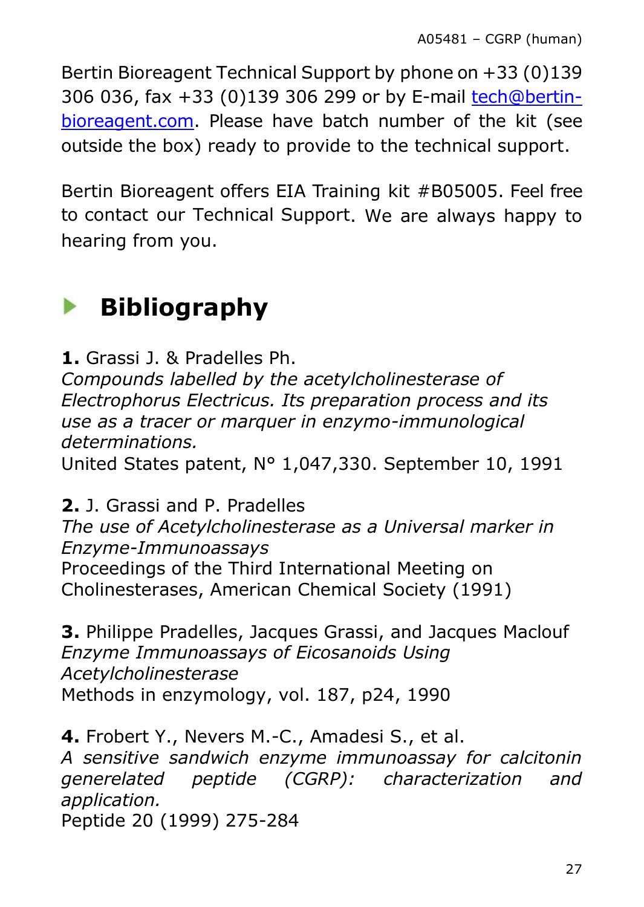Bertin Bioreagent Technical Support by phone on +33 (0)139 306 036, fax +33 (0)139 306 299 or by E-mail tech@bertin-bioreagent.com. Please have batch number of the kit (see outside the box) ready to provide to the technical support.

Bertin Bioreagent offers EIA Training kit #B05005. Feel free to contact our Technical Support. We are always happy to hearing from you.

# Bibliography

**1.** Grassi J. & Pradelles Ph.
*Compounds labelled by the acetylcholinesterase of Electrophorus Electricus. Its preparation process and its use as a tracer or marquer in enzymo-immunological determinations.*
United States patent, N° 1,047,330. September 10, 1991

**2.** J. Grassi and P. Pradelles
*The use of Acetylcholinesterase as a Universal marker in Enzyme-Immunoassays*
Proceedings of the Third International Meeting on Cholinesterases, American Chemical Society (1991)

**3.** Philippe Pradelles, Jacques Grassi, and Jacques Maclouf
*Enzyme Immunoassays of Eicosanoids Using Acetylcholinesterase*
Methods in enzymology, vol. 187, p24, 1990

**4.** Frobert Y., Nevers M.-C., Amadesi S., et al.
*A sensitive sandwich enzyme immunoassay for calcitonin generelated peptide (CGRP): characterization and application.*
Peptide 20 (1999) 275-284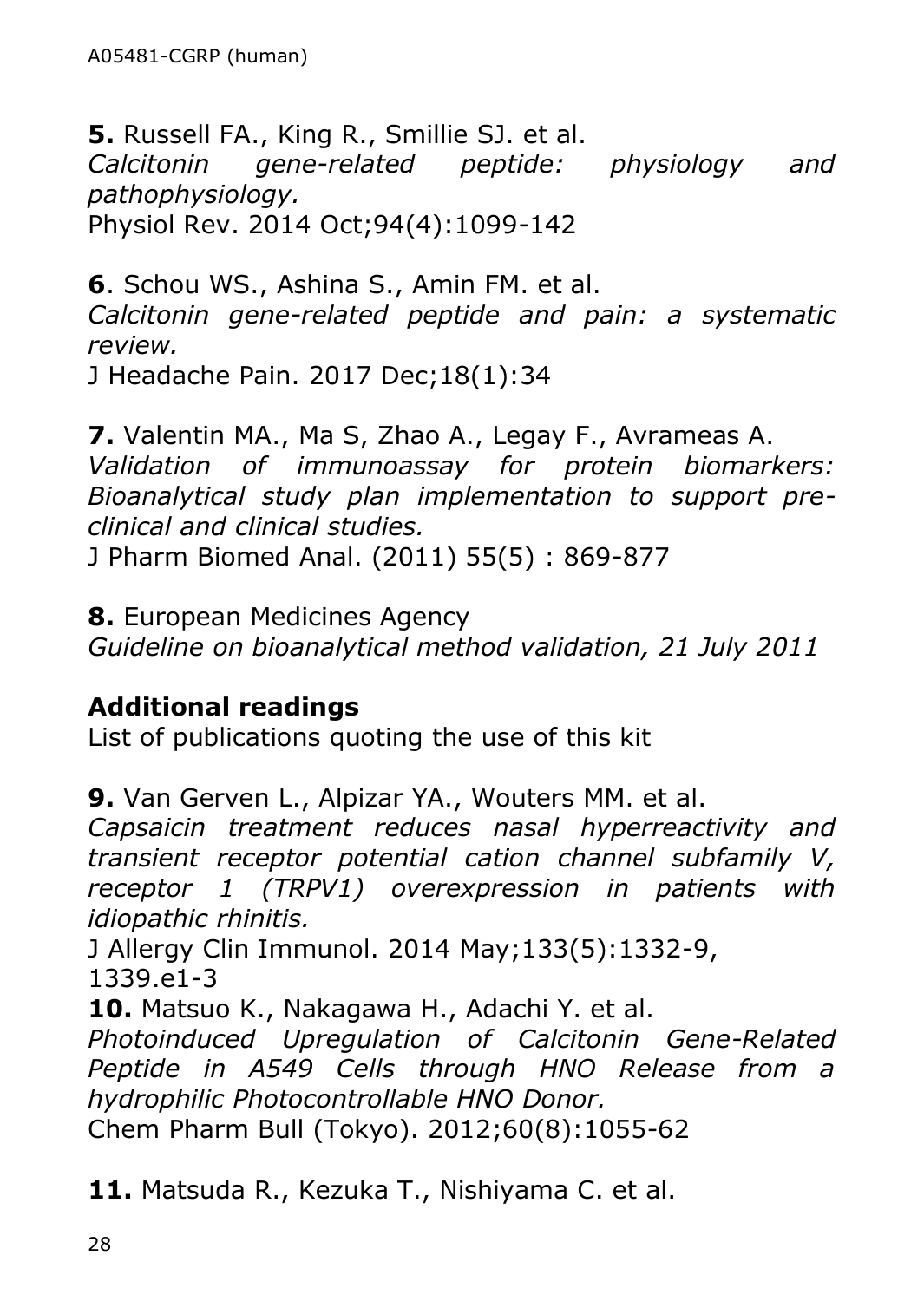**5.** Russell FA., King R., Smillie SJ. et al.
*Calcitonin gene-related peptide: physiology and pathophysiology.*
Physiol Rev. 2014 Oct;94(4):1099-142

**6**. Schou WS., Ashina S., Amin FM. et al.
*Calcitonin gene-related peptide and pain: a systematic review.*
J Headache Pain. 2017 Dec;18(1):34

**7.** Valentin MA., Ma S, Zhao A., Legay F., Avrameas A.
*Validation of immunoassay for protein biomarkers: Bioanalytical study plan implementation to support pre-clinical and clinical studies.*
J Pharm Biomed Anal. (2011) 55(5) : 869-877

**8.** European Medicines Agency
*Guideline on bioanalytical method validation, 21 July 2011*

## Additional readings

List of publications quoting the use of this kit

**9.** Van Gerven L., Alpizar YA., Wouters MM. et al.
*Capsaicin treatment reduces nasal hyperreactivity and transient receptor potential cation channel subfamily V, receptor 1 (TRPV1) overexpression in patients with idiopathic rhinitis.*
J Allergy Clin Immunol. 2014 May;133(5):1332-9, 1339.e1-3

**10.** Matsuo K., Nakagawa H., Adachi Y. et al.
*Photoinduced Upregulation of Calcitonin Gene-Related Peptide in A549 Cells through HNO Release from a hydrophilic Photocontrollable HNO Donor.*
Chem Pharm Bull (Tokyo). 2012;60(8):1055-62

**11.** Matsuda R., Kezuka T., Nishiyama C. et al.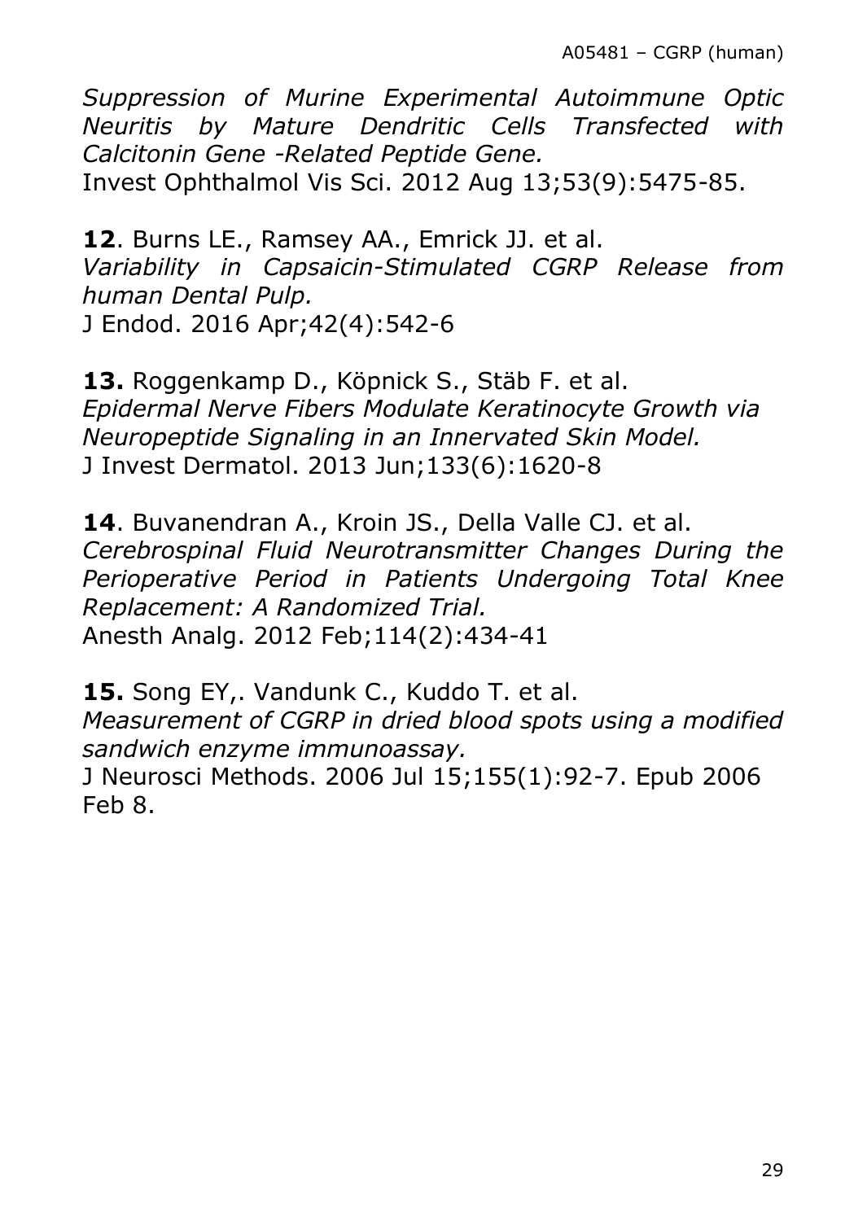*Suppression of Murine Experimental Autoimmune Optic Neuritis by Mature Dendritic Cells Transfected with Calcitonin Gene -Related Peptide Gene.*
Invest Ophthalmol Vis Sci. 2012 Aug 13;53(9):5475-85.

**12**. Burns LE., Ramsey AA., Emrick JJ. et al.
*Variability in Capsaicin-Stimulated CGRP Release from human Dental Pulp.*
J Endod. 2016 Apr;42(4):542-6

**13.** Roggenkamp D., Köpnick S., Stäb F. et al.
*Epidermal Nerve Fibers Modulate Keratinocyte Growth via Neuropeptide Signaling in an Innervated Skin Model.*
J Invest Dermatol. 2013 Jun;133(6):1620-8

**14**. Buvanendran A., Kroin JS., Della Valle CJ. et al.
*Cerebrospinal Fluid Neurotransmitter Changes During the Perioperative Period in Patients Undergoing Total Knee Replacement: A Randomized Trial.*
Anesth Analg. 2012 Feb;114(2):434-41

**15.** Song EY,. Vandunk C., Kuddo T. et al.
*Measurement of CGRP in dried blood spots using a modified sandwich enzyme immunoassay.*
J Neurosci Methods. 2006 Jul 15;155(1):92-7. Epub 2006 Feb 8.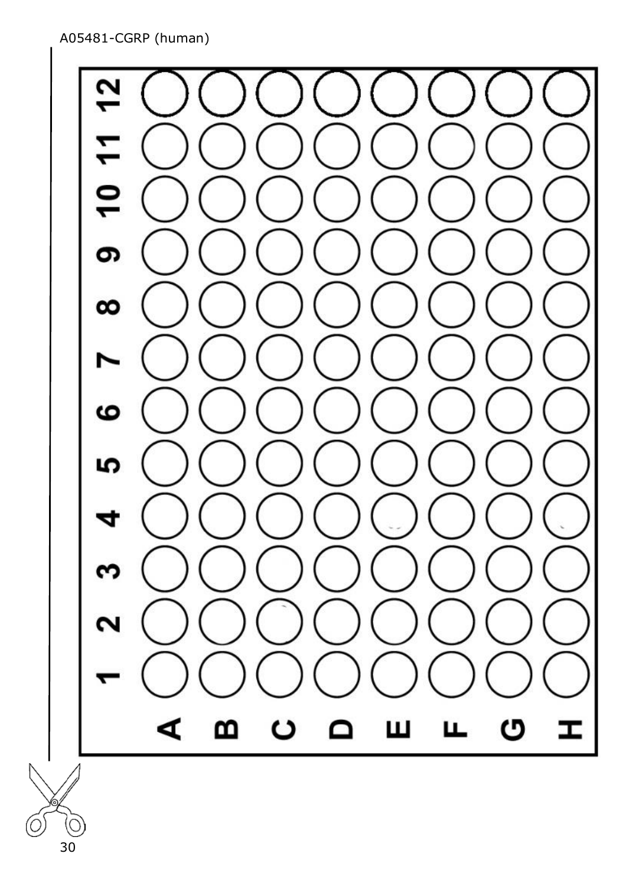A05481-CGRP (human)

| | 1 | 2 | 3 | 4 | 5 | 6 | 7 | 8 | 9 | 10 | 11 | 12 |
|---|---|---|---|---|---|---|---|---|---|---|---|---|
| A | | | | | | | | | | | | |
| B | | | | | | | | | | | | |
| C | | | | | | | | | | | | |
| D | | | | | | | | | | | | |
| E | | | | | | | | | | | | |
| F | | | | | | | | | | | | |
| G | | | | | | | | | | | | |
| H | | | | | | | | | | | | |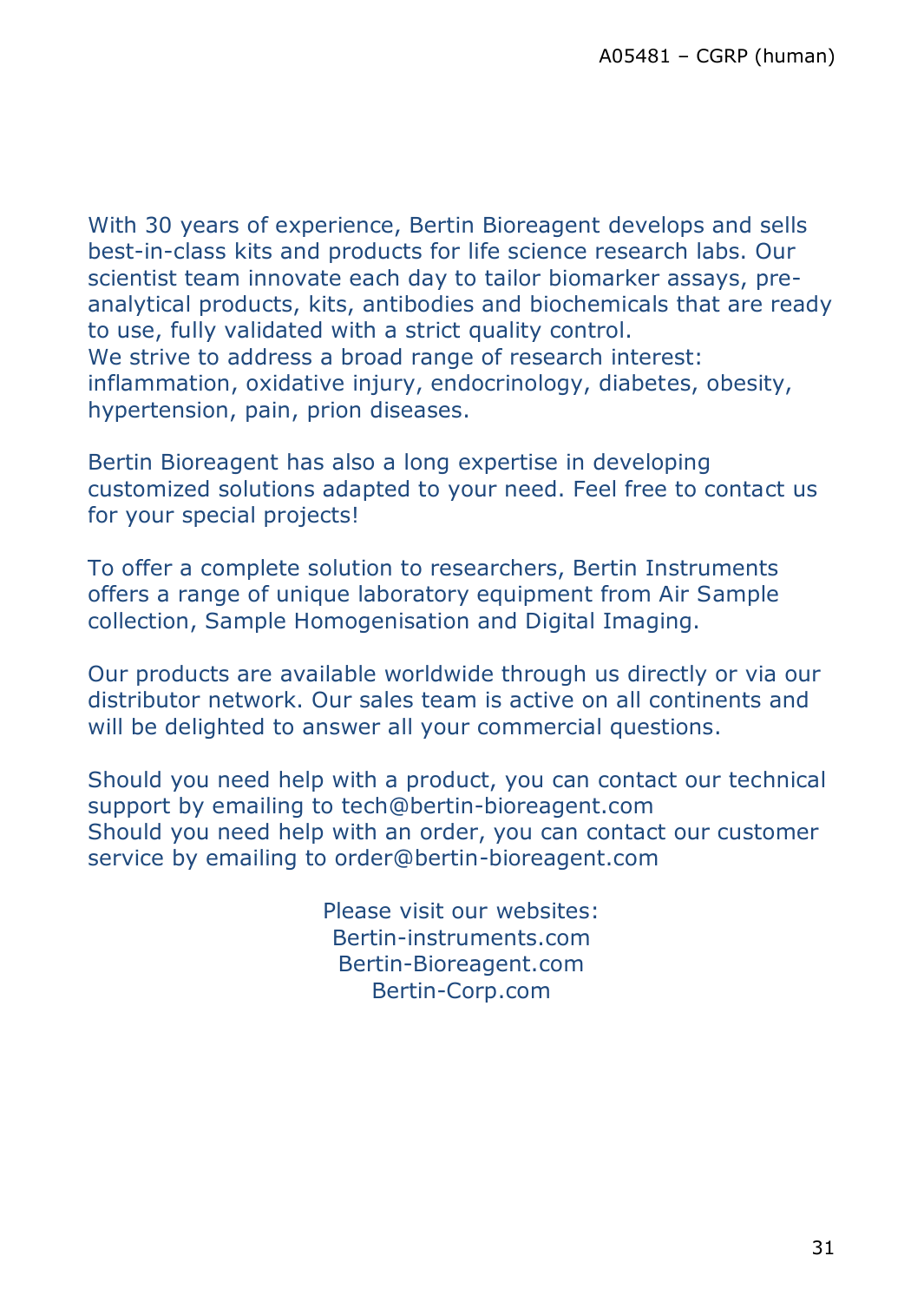With 30 years of experience, Bertin Bioreagent develops and sells best-in-class kits and products for life science research labs. Our scientist team innovate each day to tailor biomarker assays, pre-analytical products, kits, antibodies and biochemicals that are ready to use, fully validated with a strict quality control.
We strive to address a broad range of research interest: inflammation, oxidative injury, endocrinology, diabetes, obesity, hypertension, pain, prion diseases.

Bertin Bioreagent has also a long expertise in developing customized solutions adapted to your need. Feel free to contact us for your special projects!

To offer a complete solution to researchers, Bertin Instruments offers a range of unique laboratory equipment from Air Sample collection, Sample Homogenisation and Digital Imaging.

Our products are available worldwide through us directly or via our distributor network. Our sales team is active on all continents and will be delighted to answer all your commercial questions.

Should you need help with a product, you can contact our technical support by emailing to tech@bertin-bioreagent.com
Should you need help with an order, you can contact our customer service by emailing to order@bertin-bioreagent.com

Please visit our websites:
Bertin-instruments.com
Bertin-Bioreagent.com
Bertin-Corp.com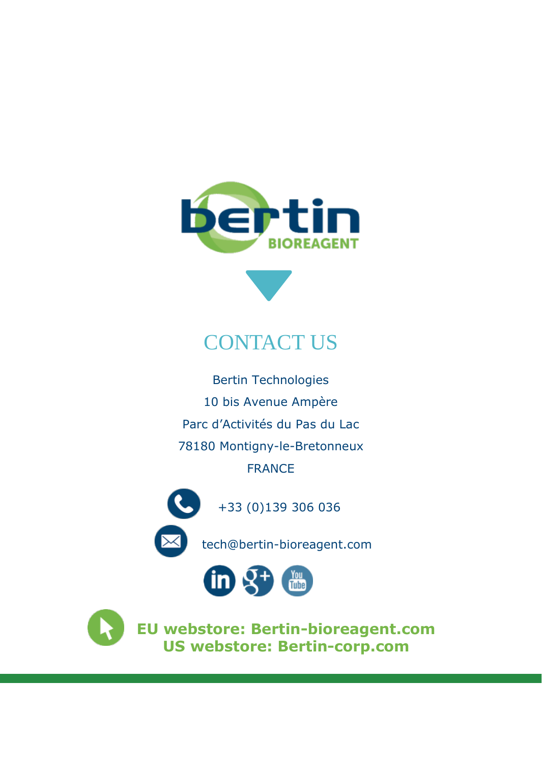bertin BIOREAGENT

# CONTACT US

Bertin Technologies

10 bis Avenue Ampère

Parc d'Activités du Pas du Lac

78180 Montigny-le-Bretonneux

FRANCE

+33 (0)139 306 036

tech@bertin-bioreagent.com

**EU webstore: Bertin-bioreagent.com**
**US webstore: Bertin-corp.com**